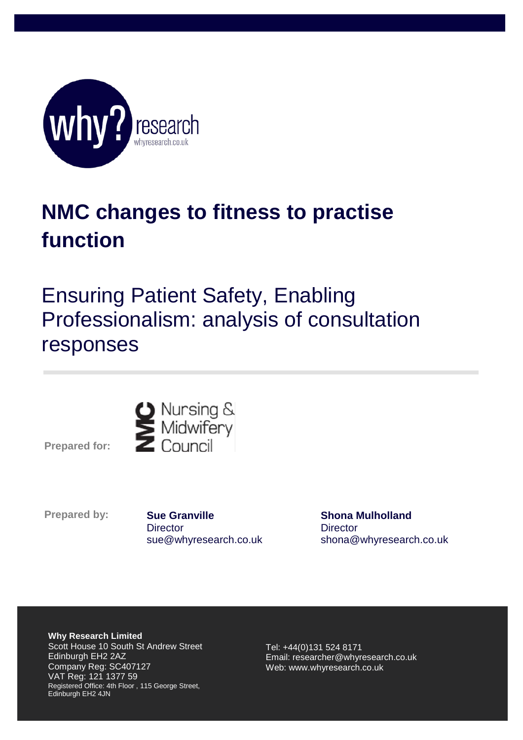# NMC changes to fitness to practise function

## Ensuring Patient Safety, Enabling Professionalism: analysis of consultation responses

**Prepared for:** Nursing & Midwifery Council

**Prepared by:**

**Sue Granville**
Director
sue@whyresearch.co.uk

**Shona Mulholland**
Director
shona@whyresearch.co.uk

**Why Research Limited**
Scott House 10 South St Andrew Street
Edinburgh EH2 2AZ
Company Reg: SC407127
VAT Reg: 121 1377 59
Registered Office: 4th Floor , 115 George Street, Edinburgh EH2 4JN

Tel: +44(0)131 524 8171
Email: researcher@whyresearch.co.uk
Web: www.whyresearch.co.uk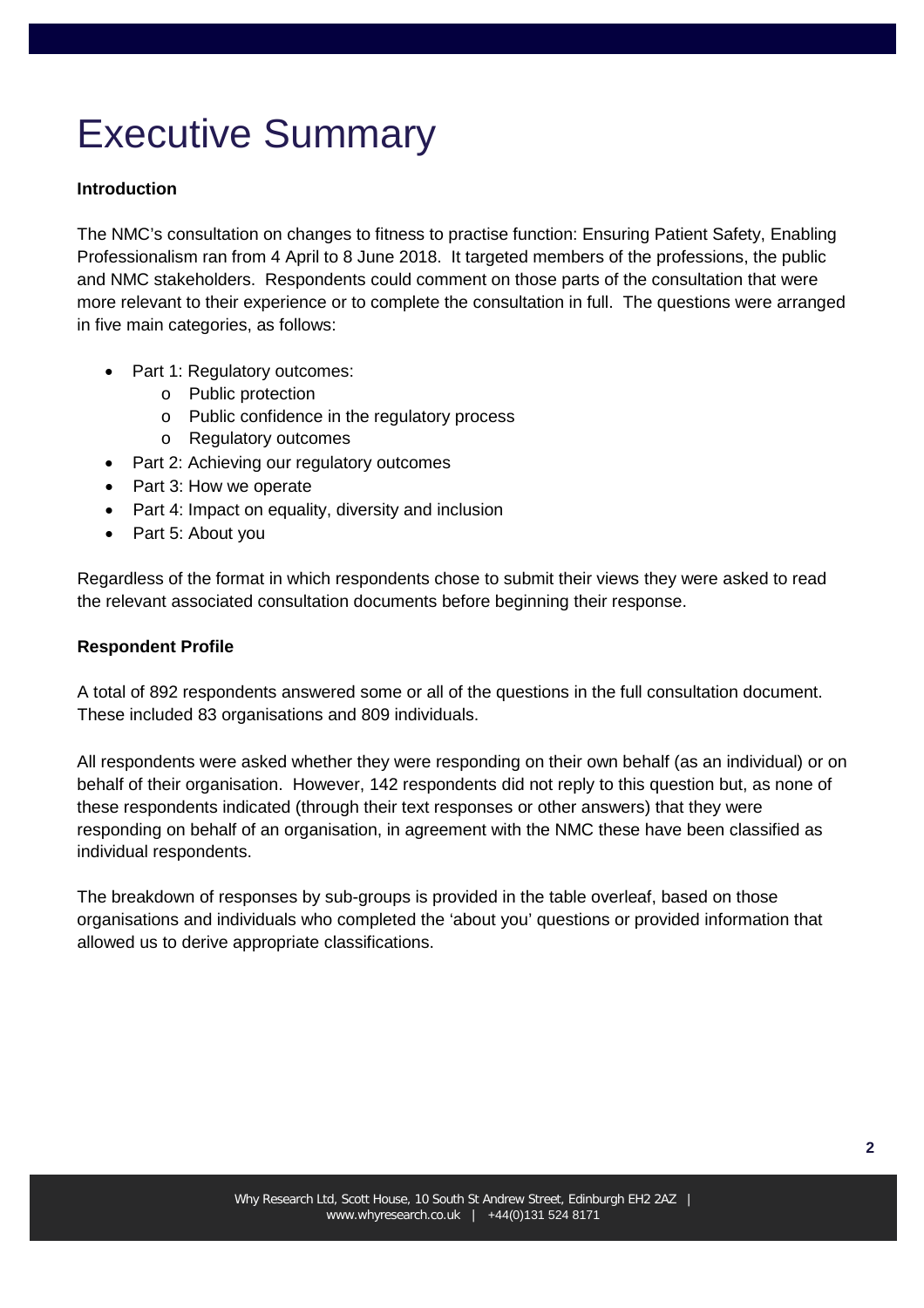# Executive Summary

**Introduction**

The NMC's consultation on changes to fitness to practise function: Ensuring Patient Safety, Enabling Professionalism ran from 4 April to 8 June 2018. It targeted members of the professions, the public and NMC stakeholders. Respondents could comment on those parts of the consultation that were more relevant to their experience or to complete the consultation in full. The questions were arranged in five main categories, as follows:

- Part 1: Regulatory outcomes:
  - Public protection
  - Public confidence in the regulatory process
  - Regulatory outcomes
- Part 2: Achieving our regulatory outcomes
- Part 3: How we operate
- Part 4: Impact on equality, diversity and inclusion
- Part 5: About you

Regardless of the format in which respondents chose to submit their views they were asked to read the relevant associated consultation documents before beginning their response.

**Respondent Profile**

A total of 892 respondents answered some or all of the questions in the full consultation document. These included 83 organisations and 809 individuals.

All respondents were asked whether they were responding on their own behalf (as an individual) or on behalf of their organisation. However, 142 respondents did not reply to this question but, as none of these respondents indicated (through their text responses or other answers) that they were responding on behalf of an organisation, in agreement with the NMC these have been classified as individual respondents.

The breakdown of responses by sub-groups is provided in the table overleaf, based on those organisations and individuals who completed the 'about you' questions or provided information that allowed us to derive appropriate classifications.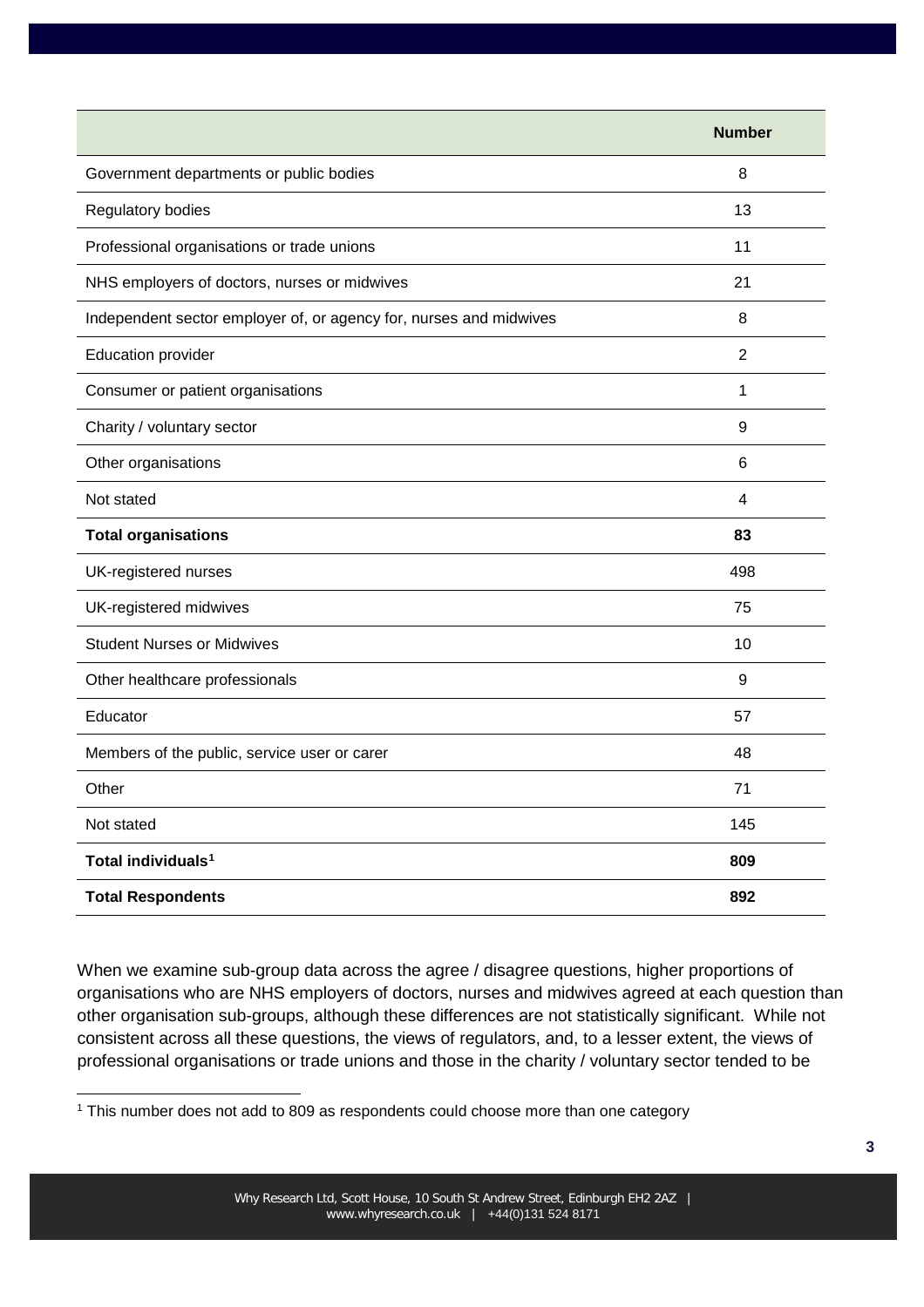| | Number |
|---|---|
| Government departments or public bodies | 8 |
| Regulatory bodies | 13 |
| Professional organisations or trade unions | 11 |
| NHS employers of doctors, nurses or midwives | 21 |
| Independent sector employer of, or agency for, nurses and midwives | 8 |
| Education provider | 2 |
| Consumer or patient organisations | 1 |
| Charity / voluntary sector | 9 |
| Other organisations | 6 |
| Not stated | 4 |
| **Total organisations** | **83** |
| UK-registered nurses | 498 |
| UK-registered midwives | 75 |
| Student Nurses or Midwives | 10 |
| Other healthcare professionals | 9 |
| Educator | 57 |
| Members of the public, service user or carer | 48 |
| Other | 71 |
| Not stated | 145 |
| **Total individuals**[1] | **809** |
| **Total Respondents** | **892** |

When we examine sub-group data across the agree / disagree questions, higher proportions of organisations who are NHS employers of doctors, nurses and midwives agreed at each question than other organisation sub-groups, although these differences are not statistically significant. While not consistent across all these questions, the views of regulators, and, to a lesser extent, the views of professional organisations or trade unions and those in the charity / voluntary sector tended to be

[1] This number does not add to 809 as respondents could choose more than one category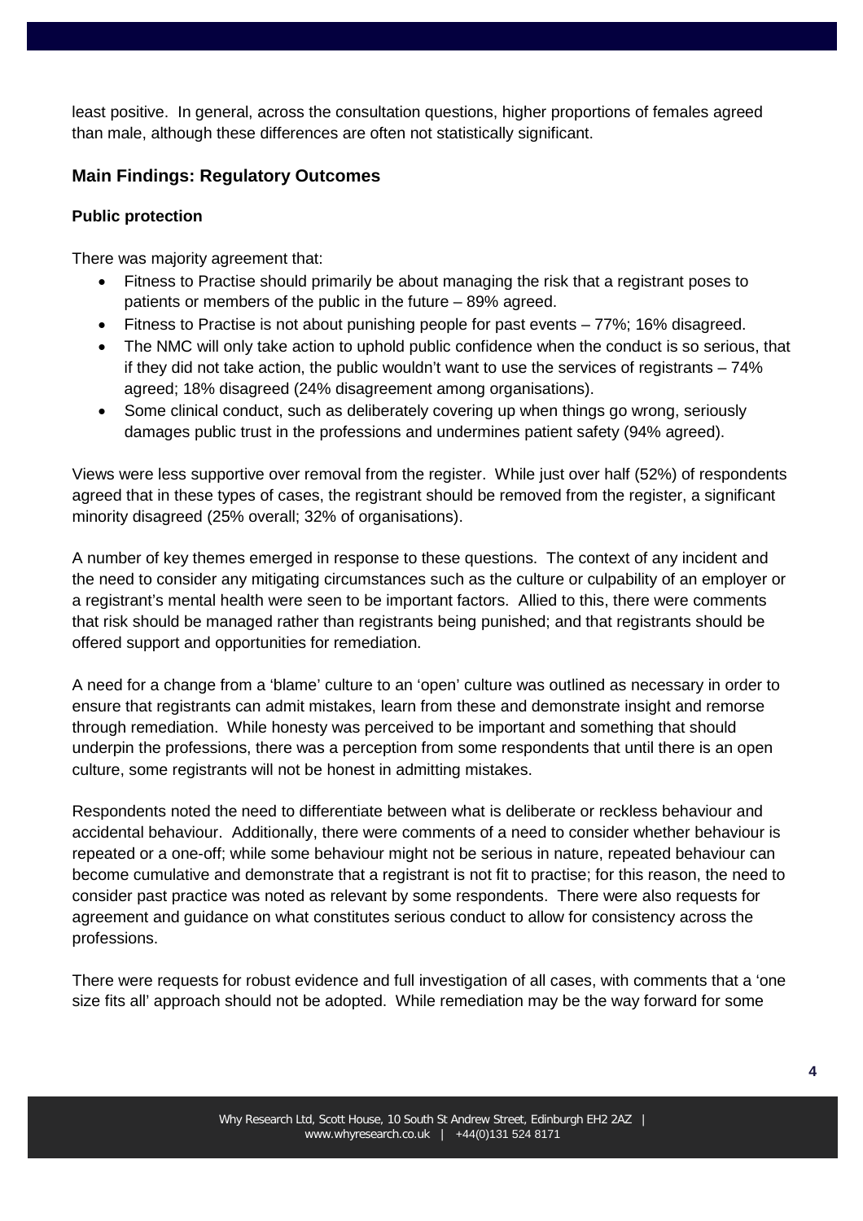least positive. In general, across the consultation questions, higher proportions of females agreed than male, although these differences are often not statistically significant.

## Main Findings: Regulatory Outcomes

### Public protection

There was majority agreement that:

- Fitness to Practise should primarily be about managing the risk that a registrant poses to patients or members of the public in the future – 89% agreed.
- Fitness to Practise is not about punishing people for past events – 77%; 16% disagreed.
- The NMC will only take action to uphold public confidence when the conduct is so serious, that if they did not take action, the public wouldn't want to use the services of registrants – 74% agreed; 18% disagreed (24% disagreement among organisations).
- Some clinical conduct, such as deliberately covering up when things go wrong, seriously damages public trust in the professions and undermines patient safety (94% agreed).

Views were less supportive over removal from the register. While just over half (52%) of respondents agreed that in these types of cases, the registrant should be removed from the register, a significant minority disagreed (25% overall; 32% of organisations).

A number of key themes emerged in response to these questions. The context of any incident and the need to consider any mitigating circumstances such as the culture or culpability of an employer or a registrant's mental health were seen to be important factors. Allied to this, there were comments that risk should be managed rather than registrants being punished; and that registrants should be offered support and opportunities for remediation.

A need for a change from a 'blame' culture to an 'open' culture was outlined as necessary in order to ensure that registrants can admit mistakes, learn from these and demonstrate insight and remorse through remediation. While honesty was perceived to be important and something that should underpin the professions, there was a perception from some respondents that until there is an open culture, some registrants will not be honest in admitting mistakes.

Respondents noted the need to differentiate between what is deliberate or reckless behaviour and accidental behaviour. Additionally, there were comments of a need to consider whether behaviour is repeated or a one-off; while some behaviour might not be serious in nature, repeated behaviour can become cumulative and demonstrate that a registrant is not fit to practise; for this reason, the need to consider past practice was noted as relevant by some respondents. There were also requests for agreement and guidance on what constitutes serious conduct to allow for consistency across the professions.

There were requests for robust evidence and full investigation of all cases, with comments that a 'one size fits all' approach should not be adopted. While remediation may be the way forward for some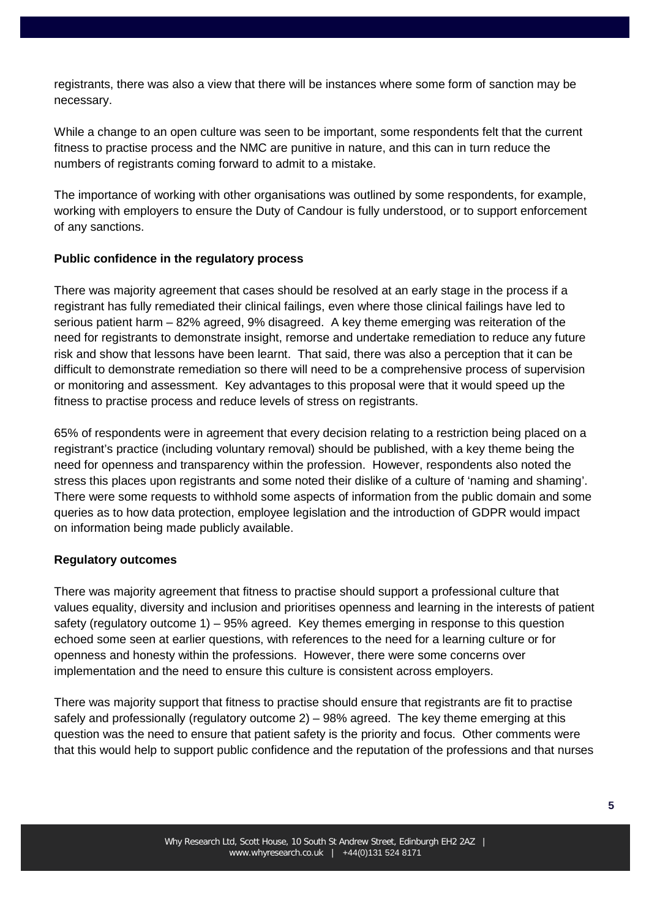registrants, there was also a view that there will be instances where some form of sanction may be necessary.

While a change to an open culture was seen to be important, some respondents felt that the current fitness to practise process and the NMC are punitive in nature, and this can in turn reduce the numbers of registrants coming forward to admit to a mistake.

The importance of working with other organisations was outlined by some respondents, for example, working with employers to ensure the Duty of Candour is fully understood, or to support enforcement of any sanctions.

**Public confidence in the regulatory process**

There was majority agreement that cases should be resolved at an early stage in the process if a registrant has fully remediated their clinical failings, even where those clinical failings have led to serious patient harm – 82% agreed, 9% disagreed. A key theme emerging was reiteration of the need for registrants to demonstrate insight, remorse and undertake remediation to reduce any future risk and show that lessons have been learnt. That said, there was also a perception that it can be difficult to demonstrate remediation so there will need to be a comprehensive process of supervision or monitoring and assessment. Key advantages to this proposal were that it would speed up the fitness to practise process and reduce levels of stress on registrants.

65% of respondents were in agreement that every decision relating to a restriction being placed on a registrant's practice (including voluntary removal) should be published, with a key theme being the need for openness and transparency within the profession. However, respondents also noted the stress this places upon registrants and some noted their dislike of a culture of 'naming and shaming'. There were some requests to withhold some aspects of information from the public domain and some queries as to how data protection, employee legislation and the introduction of GDPR would impact on information being made publicly available.

**Regulatory outcomes**

There was majority agreement that fitness to practise should support a professional culture that values equality, diversity and inclusion and prioritises openness and learning in the interests of patient safety (regulatory outcome 1) – 95% agreed. Key themes emerging in response to this question echoed some seen at earlier questions, with references to the need for a learning culture or for openness and honesty within the professions. However, there were some concerns over implementation and the need to ensure this culture is consistent across employers.

There was majority support that fitness to practise should ensure that registrants are fit to practise safely and professionally (regulatory outcome 2) – 98% agreed. The key theme emerging at this question was the need to ensure that patient safety is the priority and focus. Other comments were that this would help to support public confidence and the reputation of the professions and that nurses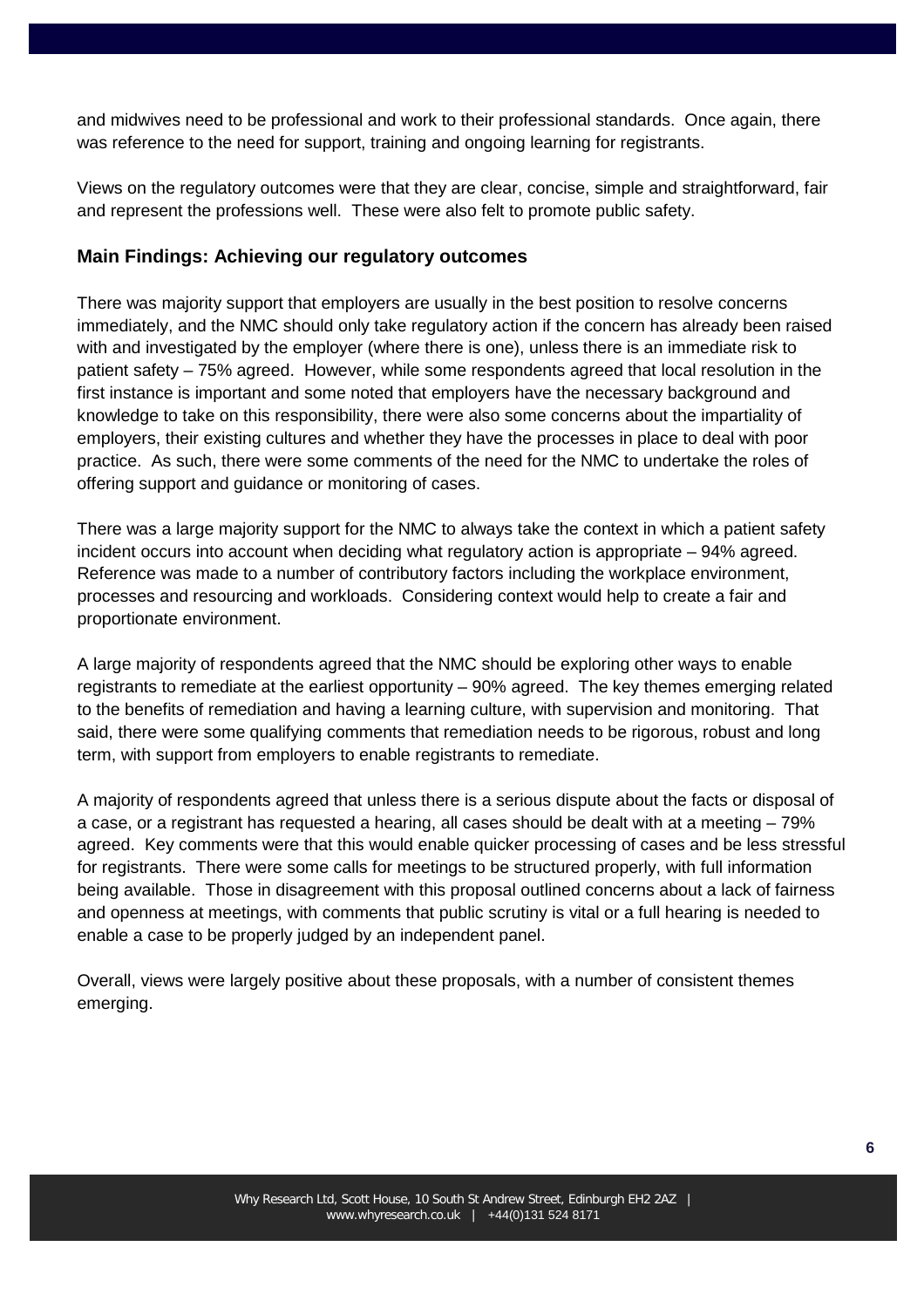and midwives need to be professional and work to their professional standards. Once again, there was reference to the need for support, training and ongoing learning for registrants.

Views on the regulatory outcomes were that they are clear, concise, simple and straightforward, fair and represent the professions well. These were also felt to promote public safety.

### Main Findings: Achieving our regulatory outcomes

There was majority support that employers are usually in the best position to resolve concerns immediately, and the NMC should only take regulatory action if the concern has already been raised with and investigated by the employer (where there is one), unless there is an immediate risk to patient safety – 75% agreed. However, while some respondents agreed that local resolution in the first instance is important and some noted that employers have the necessary background and knowledge to take on this responsibility, there were also some concerns about the impartiality of employers, their existing cultures and whether they have the processes in place to deal with poor practice. As such, there were some comments of the need for the NMC to undertake the roles of offering support and guidance or monitoring of cases.

There was a large majority support for the NMC to always take the context in which a patient safety incident occurs into account when deciding what regulatory action is appropriate – 94% agreed. Reference was made to a number of contributory factors including the workplace environment, processes and resourcing and workloads. Considering context would help to create a fair and proportionate environment.

A large majority of respondents agreed that the NMC should be exploring other ways to enable registrants to remediate at the earliest opportunity – 90% agreed. The key themes emerging related to the benefits of remediation and having a learning culture, with supervision and monitoring. That said, there were some qualifying comments that remediation needs to be rigorous, robust and long term, with support from employers to enable registrants to remediate.

A majority of respondents agreed that unless there is a serious dispute about the facts or disposal of a case, or a registrant has requested a hearing, all cases should be dealt with at a meeting – 79% agreed. Key comments were that this would enable quicker processing of cases and be less stressful for registrants. There were some calls for meetings to be structured properly, with full information being available. Those in disagreement with this proposal outlined concerns about a lack of fairness and openness at meetings, with comments that public scrutiny is vital or a full hearing is needed to enable a case to be properly judged by an independent panel.

Overall, views were largely positive about these proposals, with a number of consistent themes emerging.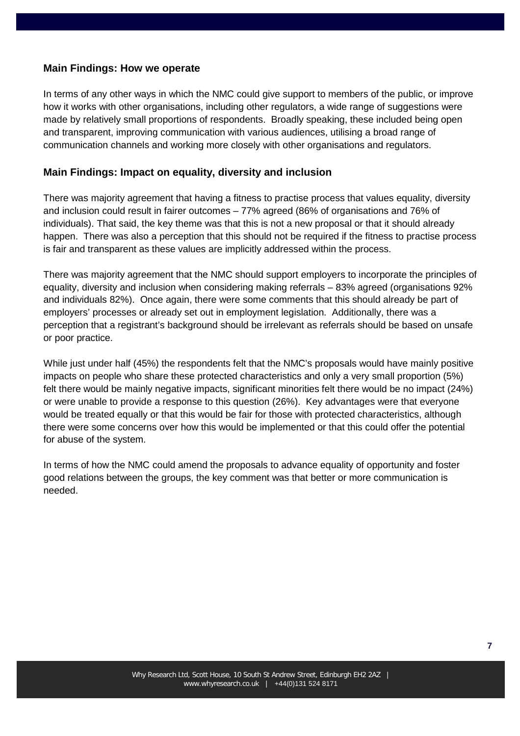### Main Findings: How we operate

In terms of any other ways in which the NMC could give support to members of the public, or improve how it works with other organisations, including other regulators, a wide range of suggestions were made by relatively small proportions of respondents. Broadly speaking, these included being open and transparent, improving communication with various audiences, utilising a broad range of communication channels and working more closely with other organisations and regulators.

### Main Findings: Impact on equality, diversity and inclusion

There was majority agreement that having a fitness to practise process that values equality, diversity and inclusion could result in fairer outcomes – 77% agreed (86% of organisations and 76% of individuals). That said, the key theme was that this is not a new proposal or that it should already happen. There was also a perception that this should not be required if the fitness to practise process is fair and transparent as these values are implicitly addressed within the process.

There was majority agreement that the NMC should support employers to incorporate the principles of equality, diversity and inclusion when considering making referrals – 83% agreed (organisations 92% and individuals 82%). Once again, there were some comments that this should already be part of employers' processes or already set out in employment legislation. Additionally, there was a perception that a registrant's background should be irrelevant as referrals should be based on unsafe or poor practice.

While just under half (45%) the respondents felt that the NMC's proposals would have mainly positive impacts on people who share these protected characteristics and only a very small proportion (5%) felt there would be mainly negative impacts, significant minorities felt there would be no impact (24%) or were unable to provide a response to this question (26%). Key advantages were that everyone would be treated equally or that this would be fair for those with protected characteristics, although there were some concerns over how this would be implemented or that this could offer the potential for abuse of the system.

In terms of how the NMC could amend the proposals to advance equality of opportunity and foster good relations between the groups, the key comment was that better or more communication is needed.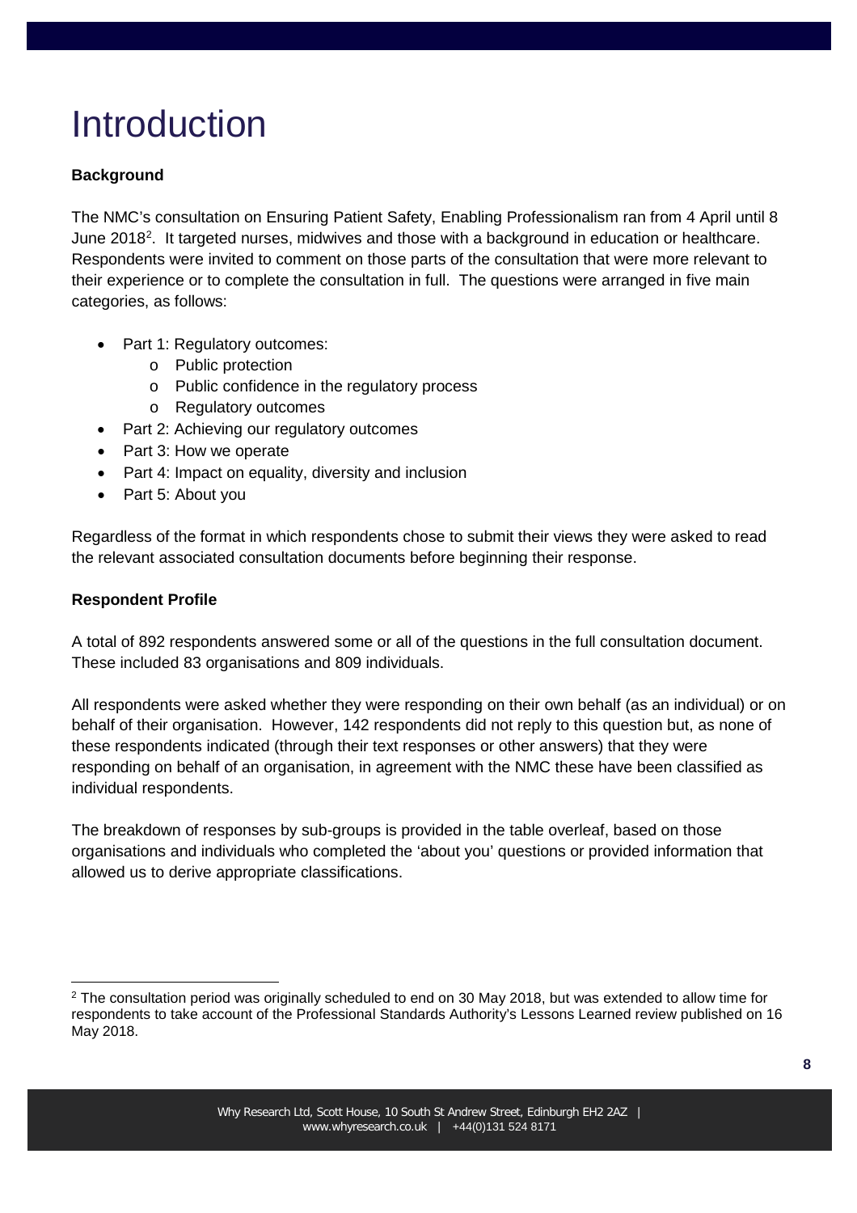# Introduction

**Background**

The NMC's consultation on Ensuring Patient Safety, Enabling Professionalism ran from 4 April until 8 June 2018[2]. It targeted nurses, midwives and those with a background in education or healthcare. Respondents were invited to comment on those parts of the consultation that were more relevant to their experience or to complete the consultation in full. The questions were arranged in five main categories, as follows:

- Part 1: Regulatory outcomes:
    - Public protection
    - Public confidence in the regulatory process
    - Regulatory outcomes
- Part 2: Achieving our regulatory outcomes
- Part 3: How we operate
- Part 4: Impact on equality, diversity and inclusion
- Part 5: About you

Regardless of the format in which respondents chose to submit their views they were asked to read the relevant associated consultation documents before beginning their response.

**Respondent Profile**

A total of 892 respondents answered some or all of the questions in the full consultation document. These included 83 organisations and 809 individuals.

All respondents were asked whether they were responding on their own behalf (as an individual) or on behalf of their organisation. However, 142 respondents did not reply to this question but, as none of these respondents indicated (through their text responses or other answers) that they were responding on behalf of an organisation, in agreement with the NMC these have been classified as individual respondents.

The breakdown of responses by sub-groups is provided in the table overleaf, based on those organisations and individuals who completed the 'about you' questions or provided information that allowed us to derive appropriate classifications.

[2] The consultation period was originally scheduled to end on 30 May 2018, but was extended to allow time for respondents to take account of the Professional Standards Authority's Lessons Learned review published on 16 May 2018.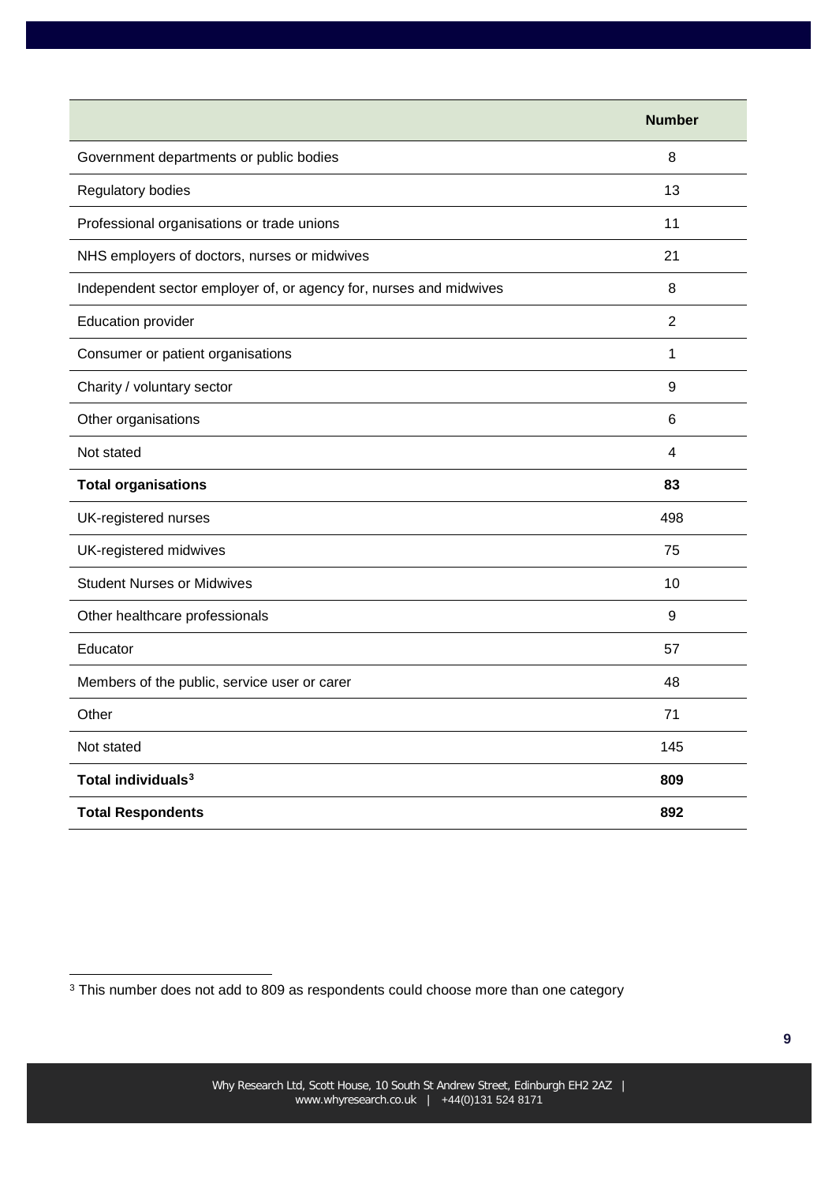| | Number |
|---|---|
| Government departments or public bodies | 8 |
| Regulatory bodies | 13 |
| Professional organisations or trade unions | 11 |
| NHS employers of doctors, nurses or midwives | 21 |
| Independent sector employer of, or agency for, nurses and midwives | 8 |
| Education provider | 2 |
| Consumer or patient organisations | 1 |
| Charity / voluntary sector | 9 |
| Other organisations | 6 |
| Not stated | 4 |
| **Total organisations** | **83** |
| UK-registered nurses | 498 |
| UK-registered midwives | 75 |
| Student Nurses or Midwives | 10 |
| Other healthcare professionals | 9 |
| Educator | 57 |
| Members of the public, service user or carer | 48 |
| Other | 71 |
| Not stated | 145 |
| **Total individuals[3]** | **809** |
| **Total Respondents** | **892** |

[3] This number does not add to 809 as respondents could choose more than one category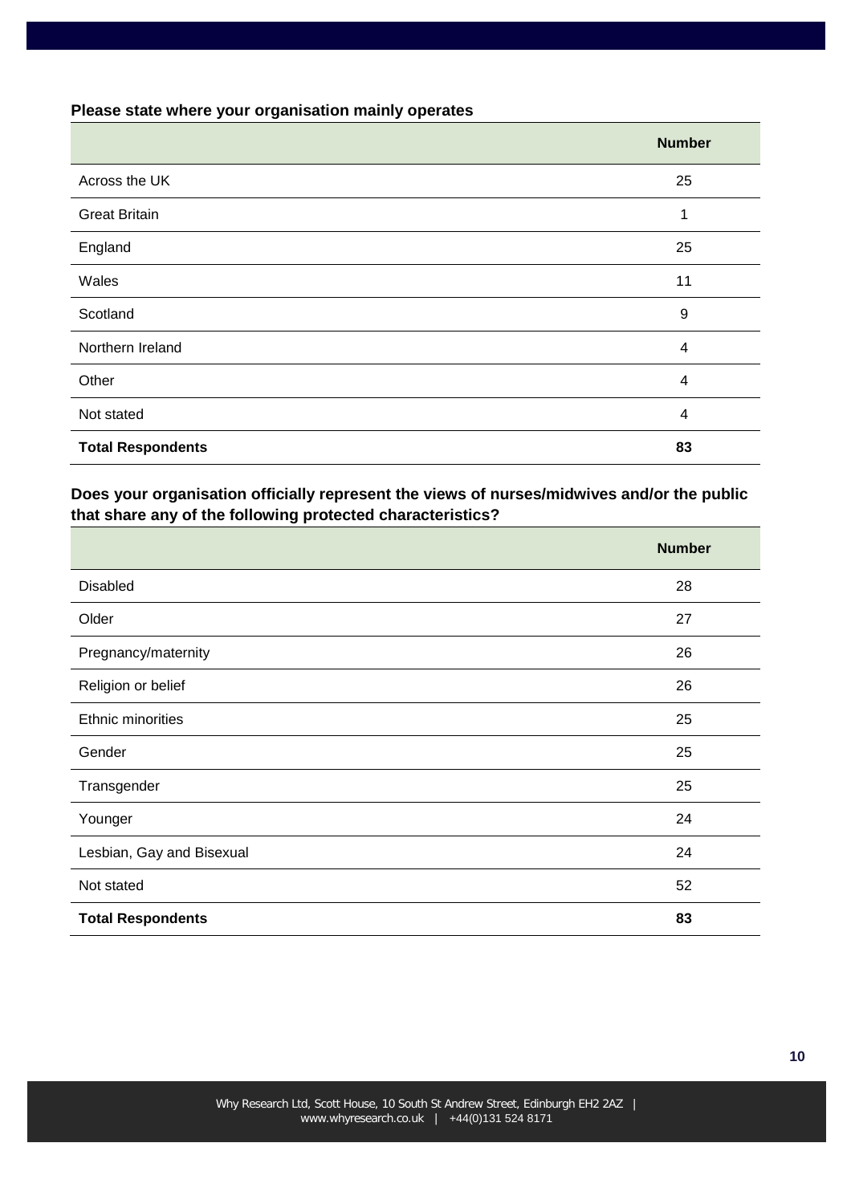**Please state where your organisation mainly operates**

| | Number |
|---|---|
| Across the UK | 25 |
| Great Britain | 1 |
| England | 25 |
| Wales | 11 |
| Scotland | 9 |
| Northern Ireland | 4 |
| Other | 4 |
| Not stated | 4 |
| **Total Respondents** | **83** |

**Does your organisation officially represent the views of nurses/midwives and/or the public that share any of the following protected characteristics?**

| | Number |
|---|---|
| Disabled | 28 |
| Older | 27 |
| Pregnancy/maternity | 26 |
| Religion or belief | 26 |
| Ethnic minorities | 25 |
| Gender | 25 |
| Transgender | 25 |
| Younger | 24 |
| Lesbian, Gay and Bisexual | 24 |
| Not stated | 52 |
| **Total Respondents** | **83** |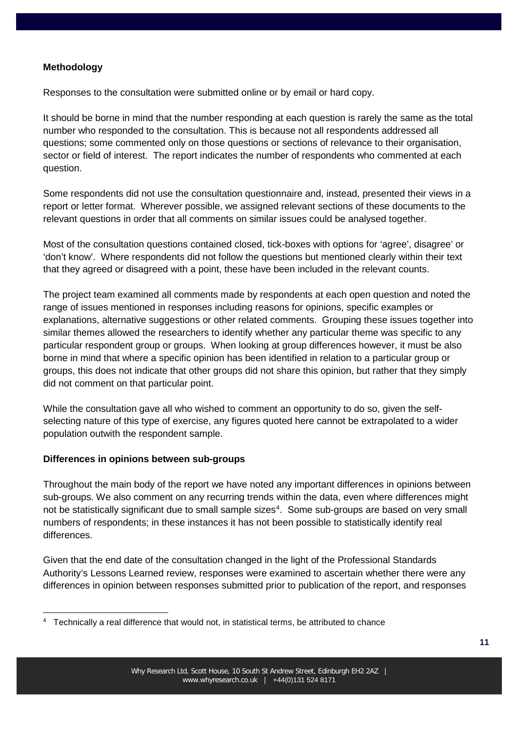**Methodology**

Responses to the consultation were submitted online or by email or hard copy.

It should be borne in mind that the number responding at each question is rarely the same as the total number who responded to the consultation. This is because not all respondents addressed all questions; some commented only on those questions or sections of relevance to their organisation, sector or field of interest. The report indicates the number of respondents who commented at each question.

Some respondents did not use the consultation questionnaire and, instead, presented their views in a report or letter format. Wherever possible, we assigned relevant sections of these documents to the relevant questions in order that all comments on similar issues could be analysed together.

Most of the consultation questions contained closed, tick-boxes with options for 'agree', disagree' or 'don't know'. Where respondents did not follow the questions but mentioned clearly within their text that they agreed or disagreed with a point, these have been included in the relevant counts.

The project team examined all comments made by respondents at each open question and noted the range of issues mentioned in responses including reasons for opinions, specific examples or explanations, alternative suggestions or other related comments. Grouping these issues together into similar themes allowed the researchers to identify whether any particular theme was specific to any particular respondent group or groups. When looking at group differences however, it must be also borne in mind that where a specific opinion has been identified in relation to a particular group or groups, this does not indicate that other groups did not share this opinion, but rather that they simply did not comment on that particular point.

While the consultation gave all who wished to comment an opportunity to do so, given the self-selecting nature of this type of exercise, any figures quoted here cannot be extrapolated to a wider population outwith the respondent sample.

**Differences in opinions between sub-groups**

Throughout the main body of the report we have noted any important differences in opinions between sub-groups. We also comment on any recurring trends within the data, even where differences might not be statistically significant due to small sample sizes[4]. Some sub-groups are based on very small numbers of respondents; in these instances it has not been possible to statistically identify real differences.

Given that the end date of the consultation changed in the light of the Professional Standards Authority's Lessons Learned review, responses were examined to ascertain whether there were any differences in opinion between responses submitted prior to publication of the report, and responses

[4] Technically a real difference that would not, in statistical terms, be attributed to chance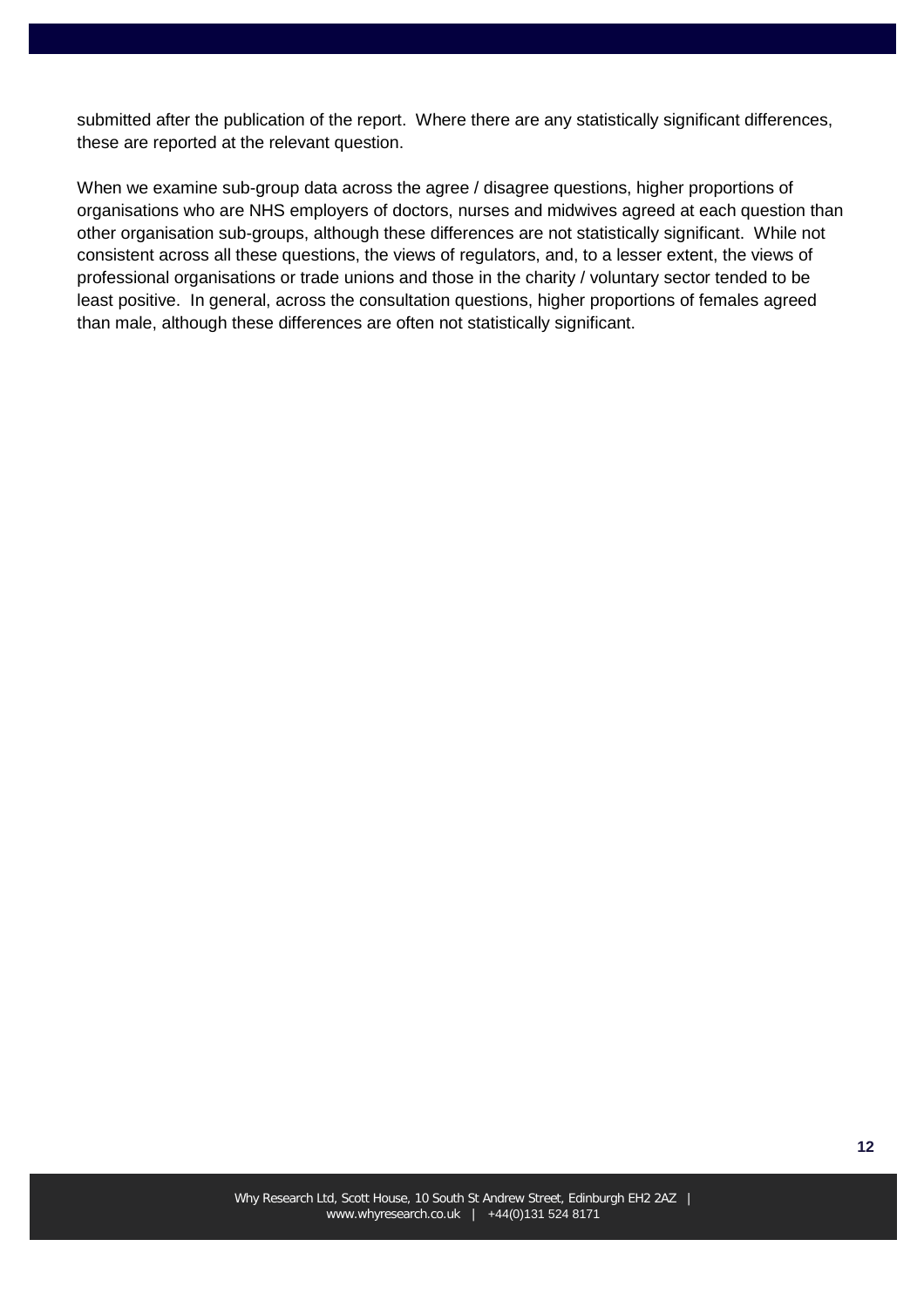submitted after the publication of the report. Where there are any statistically significant differences, these are reported at the relevant question.

When we examine sub-group data across the agree / disagree questions, higher proportions of organisations who are NHS employers of doctors, nurses and midwives agreed at each question than other organisation sub-groups, although these differences are not statistically significant. While not consistent across all these questions, the views of regulators, and, to a lesser extent, the views of professional organisations or trade unions and those in the charity / voluntary sector tended to be least positive. In general, across the consultation questions, higher proportions of females agreed than male, although these differences are often not statistically significant.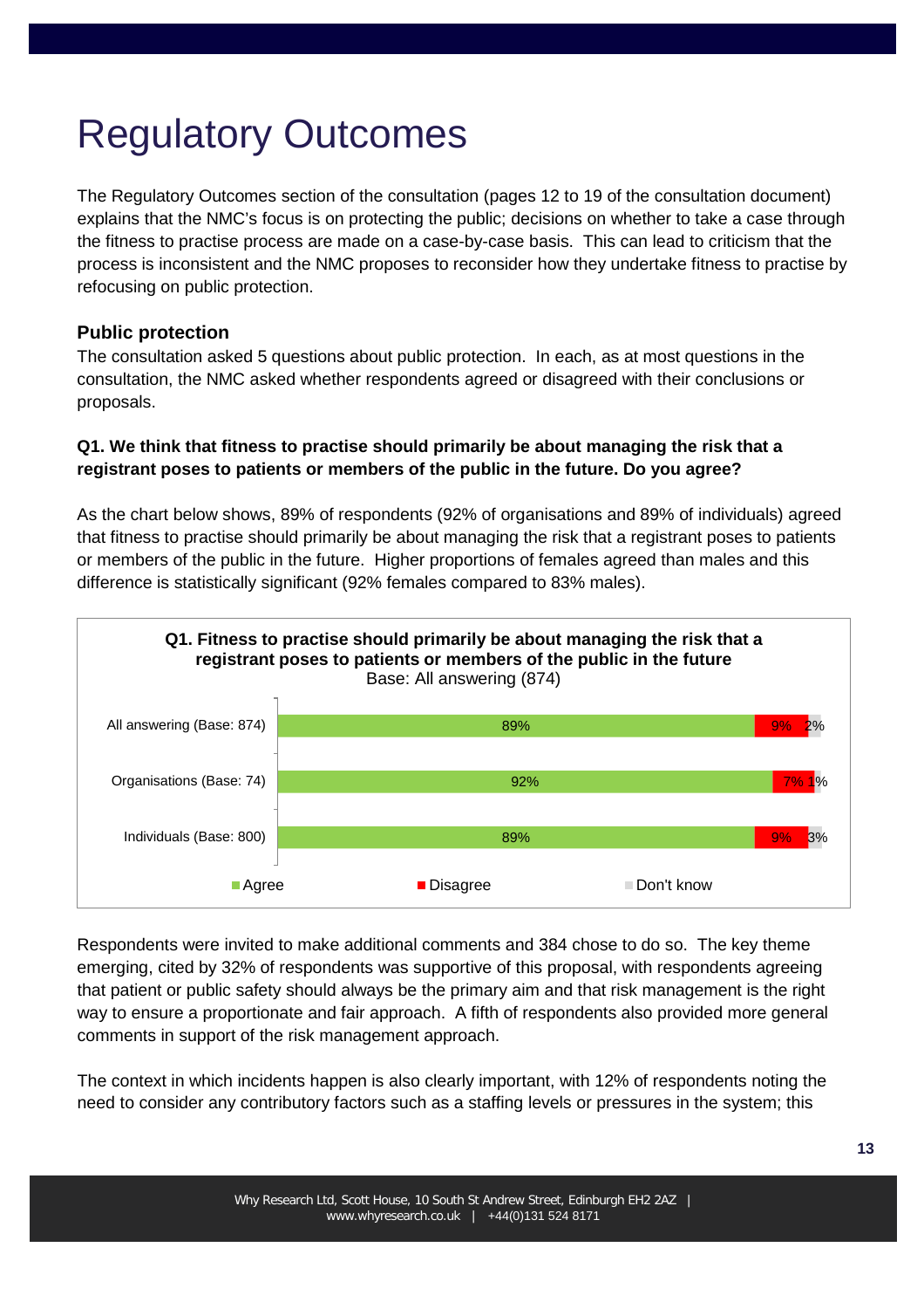# Regulatory Outcomes

The Regulatory Outcomes section of the consultation (pages 12 to 19 of the consultation document) explains that the NMC's focus is on protecting the public; decisions on whether to take a case through the fitness to practise process are made on a case-by-case basis. This can lead to criticism that the process is inconsistent and the NMC proposes to reconsider how they undertake fitness to practise by refocusing on public protection.

### Public protection

The consultation asked 5 questions about public protection. In each, as at most questions in the consultation, the NMC asked whether respondents agreed or disagreed with their conclusions or proposals.

**Q1. We think that fitness to practise should primarily be about managing the risk that a registrant poses to patients or members of the public in the future. Do you agree?**

As the chart below shows, 89% of respondents (92% of organisations and 89% of individuals) agreed that fitness to practise should primarily be about managing the risk that a registrant poses to patients or members of the public in the future. Higher proportions of females agreed than males and this difference is statistically significant (92% females compared to 83% males).

**Q1. Fitness to practise should primarily be about managing the risk that a registrant poses to patients or members of the public in the future**
Base: All answering (874)

| | Agree | Disagree | Don't know |
|---|---|---|---|
| All answering (Base: 874) | 89% | 9% | 2% |
| Organisations (Base: 74) | 92% | 7% | 1% |
| Individuals (Base: 800) | 89% | 9% | 3% |

Respondents were invited to make additional comments and 384 chose to do so. The key theme emerging, cited by 32% of respondents was supportive of this proposal, with respondents agreeing that patient or public safety should always be the primary aim and that risk management is the right way to ensure a proportionate and fair approach. A fifth of respondents also provided more general comments in support of the risk management approach.

The context in which incidents happen is also clearly important, with 12% of respondents noting the need to consider any contributory factors such as a staffing levels or pressures in the system; this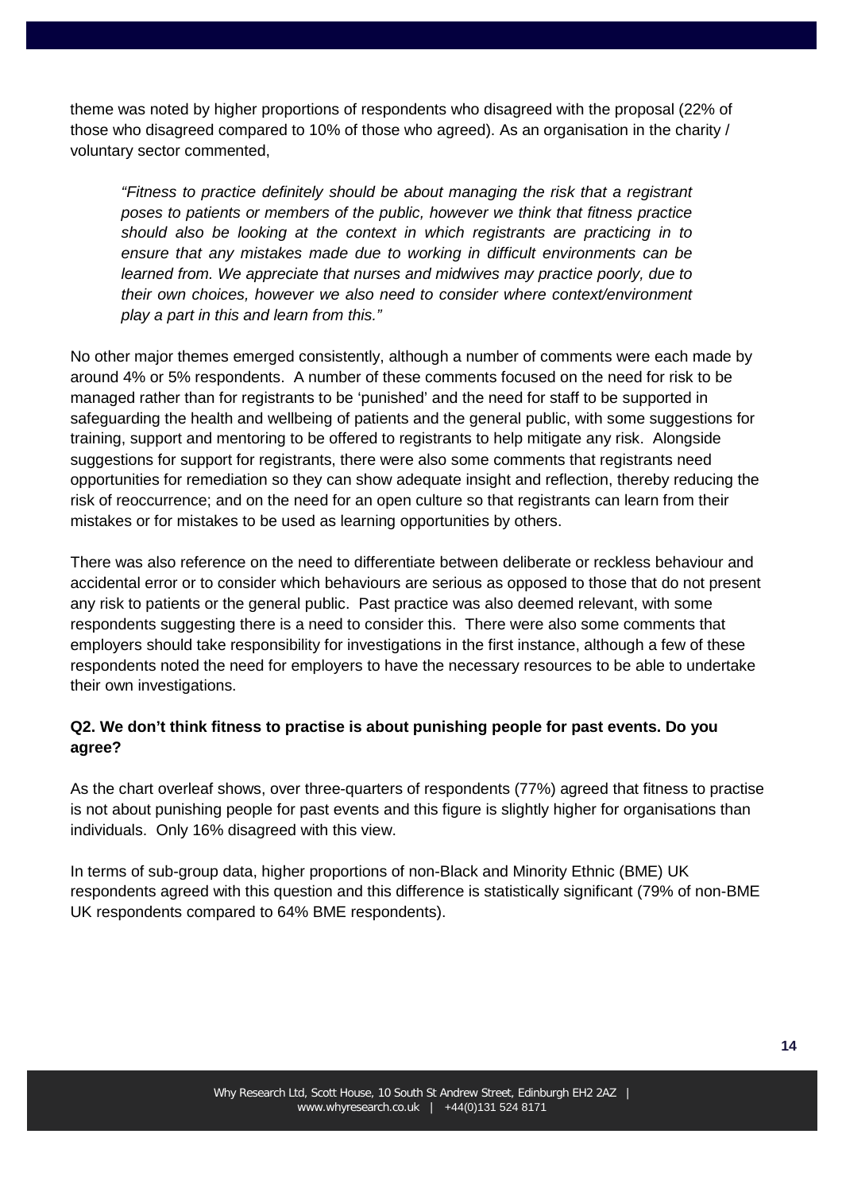theme was noted by higher proportions of respondents who disagreed with the proposal (22% of those who disagreed compared to 10% of those who agreed). As an organisation in the charity / voluntary sector commented,

> *"Fitness to practice definitely should be about managing the risk that a registrant poses to patients or members of the public, however we think that fitness practice should also be looking at the context in which registrants are practicing in to ensure that any mistakes made due to working in difficult environments can be learned from. We appreciate that nurses and midwives may practice poorly, due to their own choices, however we also need to consider where context/environment play a part in this and learn from this."*

No other major themes emerged consistently, although a number of comments were each made by around 4% or 5% respondents. A number of these comments focused on the need for risk to be managed rather than for registrants to be 'punished' and the need for staff to be supported in safeguarding the health and wellbeing of patients and the general public, with some suggestions for training, support and mentoring to be offered to registrants to help mitigate any risk. Alongside suggestions for support for registrants, there were also some comments that registrants need opportunities for remediation so they can show adequate insight and reflection, thereby reducing the risk of reoccurrence; and on the need for an open culture so that registrants can learn from their mistakes or for mistakes to be used as learning opportunities by others.

There was also reference on the need to differentiate between deliberate or reckless behaviour and accidental error or to consider which behaviours are serious as opposed to those that do not present any risk to patients or the general public. Past practice was also deemed relevant, with some respondents suggesting there is a need to consider this. There were also some comments that employers should take responsibility for investigations in the first instance, although a few of these respondents noted the need for employers to have the necessary resources to be able to undertake their own investigations.

**Q2. We don't think fitness to practise is about punishing people for past events. Do you agree?**

As the chart overleaf shows, over three-quarters of respondents (77%) agreed that fitness to practise is not about punishing people for past events and this figure is slightly higher for organisations than individuals. Only 16% disagreed with this view.

In terms of sub-group data, higher proportions of non-Black and Minority Ethnic (BME) UK respondents agreed with this question and this difference is statistically significant (79% of non-BME UK respondents compared to 64% BME respondents).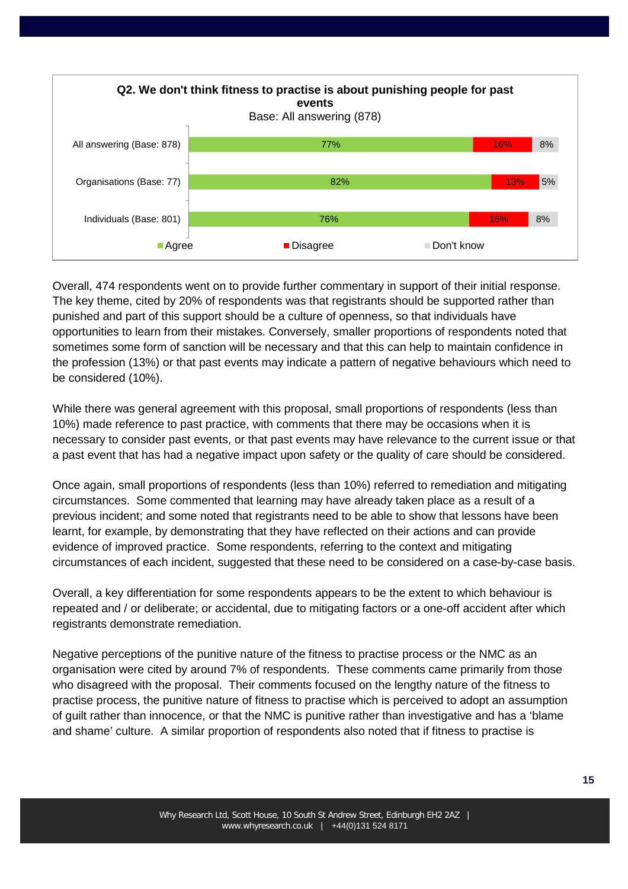**Q2. We don't think fitness to practise is about punishing people for past events**

Base: All answering (878)

| | Agree | Disagree | Don't know |
|---|---|---|---|
| All answering (Base: 878) | 77% | 16% | 8% |
| Organisations (Base: 77) | 82% | 13% | 5% |
| Individuals (Base: 801) | 76% | 16% | 8% |

Overall, 474 respondents went on to provide further commentary in support of their initial response. The key theme, cited by 20% of respondents was that registrants should be supported rather than punished and part of this support should be a culture of openness, so that individuals have opportunities to learn from their mistakes. Conversely, smaller proportions of respondents noted that sometimes some form of sanction will be necessary and that this can help to maintain confidence in the profession (13%) or that past events may indicate a pattern of negative behaviours which need to be considered (10%).

While there was general agreement with this proposal, small proportions of respondents (less than 10%) made reference to past practice, with comments that there may be occasions when it is necessary to consider past events, or that past events may have relevance to the current issue or that a past event that has had a negative impact upon safety or the quality of care should be considered.

Once again, small proportions of respondents (less than 10%) referred to remediation and mitigating circumstances. Some commented that learning may have already taken place as a result of a previous incident; and some noted that registrants need to be able to show that lessons have been learnt, for example, by demonstrating that they have reflected on their actions and can provide evidence of improved practice. Some respondents, referring to the context and mitigating circumstances of each incident, suggested that these need to be considered on a case-by-case basis.

Overall, a key differentiation for some respondents appears to be the extent to which behaviour is repeated and / or deliberate; or accidental, due to mitigating factors or a one-off accident after which registrants demonstrate remediation.

Negative perceptions of the punitive nature of the fitness to practise process or the NMC as an organisation were cited by around 7% of respondents. These comments came primarily from those who disagreed with the proposal. Their comments focused on the lengthy nature of the fitness to practise process, the punitive nature of fitness to practise which is perceived to adopt an assumption of guilt rather than innocence, or that the NMC is punitive rather than investigative and has a 'blame and shame' culture. A similar proportion of respondents also noted that if fitness to practise is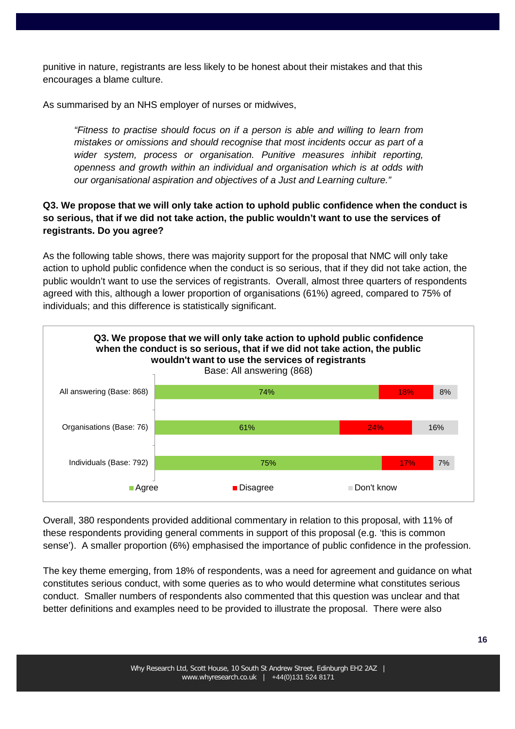punitive in nature, registrants are less likely to be honest about their mistakes and that this encourages a blame culture.

As summarised by an NHS employer of nurses or midwives,

> *"Fitness to practise should focus on if a person is able and willing to learn from mistakes or omissions and should recognise that most incidents occur as part of a wider system, process or organisation. Punitive measures inhibit reporting, openness and growth within an individual and organisation which is at odds with our organisational aspiration and objectives of a Just and Learning culture."*

**Q3. We propose that we will only take action to uphold public confidence when the conduct is so serious, that if we did not take action, the public wouldn't want to use the services of registrants. Do you agree?**

As the following table shows, there was majority support for the proposal that NMC will only take action to uphold public confidence when the conduct is so serious, that if they did not take action, the public wouldn't want to use the services of registrants. Overall, almost three quarters of respondents agreed with this, although a lower proportion of organisations (61%) agreed, compared to 75% of individuals; and this difference is statistically significant.

**Q3. We propose that we will only take action to uphold public confidence when the conduct is so serious, that if we did not take action, the public wouldn't want to use the services of registrants**

Base: All answering (868)

| | Agree | Disagree | Don't know |
|---|---|---|---|
| All answering (Base: 868) | 74% | 18% | 8% |
| Organisations (Base: 76) | 61% | 24% | 16% |
| Individuals (Base: 792) | 75% | 17% | 7% |

Overall, 380 respondents provided additional commentary in relation to this proposal, with 11% of these respondents providing general comments in support of this proposal (e.g. 'this is common sense'). A smaller proportion (6%) emphasised the importance of public confidence in the profession.

The key theme emerging, from 18% of respondents, was a need for agreement and guidance on what constitutes serious conduct, with some queries as to who would determine what constitutes serious conduct. Smaller numbers of respondents also commented that this question was unclear and that better definitions and examples need to be provided to illustrate the proposal. There were also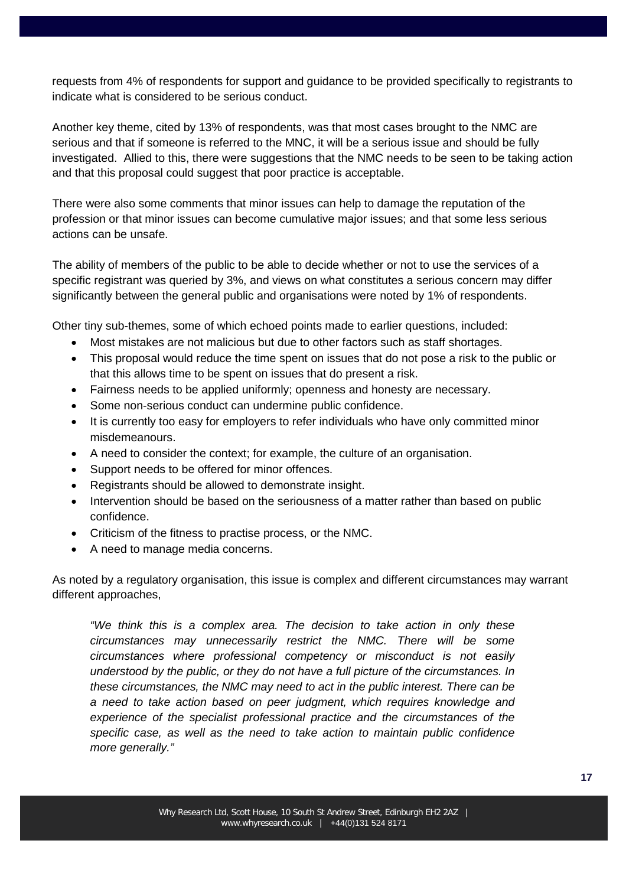requests from 4% of respondents for support and guidance to be provided specifically to registrants to indicate what is considered to be serious conduct.

Another key theme, cited by 13% of respondents, was that most cases brought to the NMC are serious and that if someone is referred to the MNC, it will be a serious issue and should be fully investigated. Allied to this, there were suggestions that the NMC needs to be seen to be taking action and that this proposal could suggest that poor practice is acceptable.

There were also some comments that minor issues can help to damage the reputation of the profession or that minor issues can become cumulative major issues; and that some less serious actions can be unsafe.

The ability of members of the public to be able to decide whether or not to use the services of a specific registrant was queried by 3%, and views on what constitutes a serious concern may differ significantly between the general public and organisations were noted by 1% of respondents.

Other tiny sub-themes, some of which echoed points made to earlier questions, included:

- Most mistakes are not malicious but due to other factors such as staff shortages.
- This proposal would reduce the time spent on issues that do not pose a risk to the public or that this allows time to be spent on issues that do present a risk.
- Fairness needs to be applied uniformly; openness and honesty are necessary.
- Some non-serious conduct can undermine public confidence.
- It is currently too easy for employers to refer individuals who have only committed minor misdemeanours.
- A need to consider the context; for example, the culture of an organisation.
- Support needs to be offered for minor offences.
- Registrants should be allowed to demonstrate insight.
- Intervention should be based on the seriousness of a matter rather than based on public confidence.
- Criticism of the fitness to practise process, or the NMC.
- A need to manage media concerns.

As noted by a regulatory organisation, this issue is complex and different circumstances may warrant different approaches,

> *"We think this is a complex area. The decision to take action in only these circumstances may unnecessarily restrict the NMC. There will be some circumstances where professional competency or misconduct is not easily understood by the public, or they do not have a full picture of the circumstances. In these circumstances, the NMC may need to act in the public interest. There can be a need to take action based on peer judgment, which requires knowledge and experience of the specialist professional practice and the circumstances of the specific case, as well as the need to take action to maintain public confidence more generally."*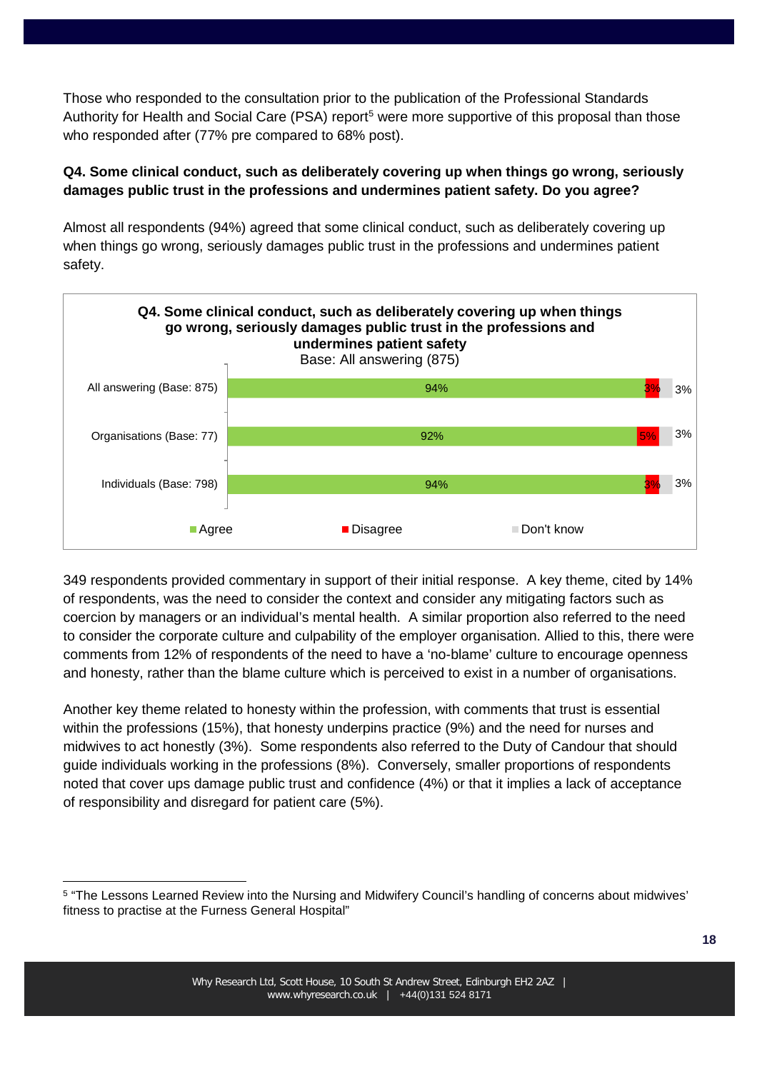Those who responded to the consultation prior to the publication of the Professional Standards Authority for Health and Social Care (PSA) report[5] were more supportive of this proposal than those who responded after (77% pre compared to 68% post).

**Q4. Some clinical conduct, such as deliberately covering up when things go wrong, seriously damages public trust in the professions and undermines patient safety. Do you agree?**

Almost all respondents (94%) agreed that some clinical conduct, such as deliberately covering up when things go wrong, seriously damages public trust in the professions and undermines patient safety.

**Q4. Some clinical conduct, such as deliberately covering up when things go wrong, seriously damages public trust in the professions and undermines patient safety**
Base: All answering (875)

| | Agree | Disagree | Don't know |
|---|---|---|---|
| All answering (Base: 875) | 94% | 3% | 3% |
| Organisations (Base: 77) | 92% | 5% | 3% |
| Individuals (Base: 798) | 94% | 3% | 3% |

349 respondents provided commentary in support of their initial response. A key theme, cited by 14% of respondents, was the need to consider the context and consider any mitigating factors such as coercion by managers or an individual's mental health. A similar proportion also referred to the need to consider the corporate culture and culpability of the employer organisation. Allied to this, there were comments from 12% of respondents of the need to have a 'no-blame' culture to encourage openness and honesty, rather than the blame culture which is perceived to exist in a number of organisations.

Another key theme related to honesty within the profession, with comments that trust is essential within the professions (15%), that honesty underpins practice (9%) and the need for nurses and midwives to act honestly (3%). Some respondents also referred to the Duty of Candour that should guide individuals working in the professions (8%). Conversely, smaller proportions of respondents noted that cover ups damage public trust and confidence (4%) or that it implies a lack of acceptance of responsibility and disregard for patient care (5%).

---

[5] "The Lessons Learned Review into the Nursing and Midwifery Council's handling of concerns about midwives' fitness to practise at the Furness General Hospital"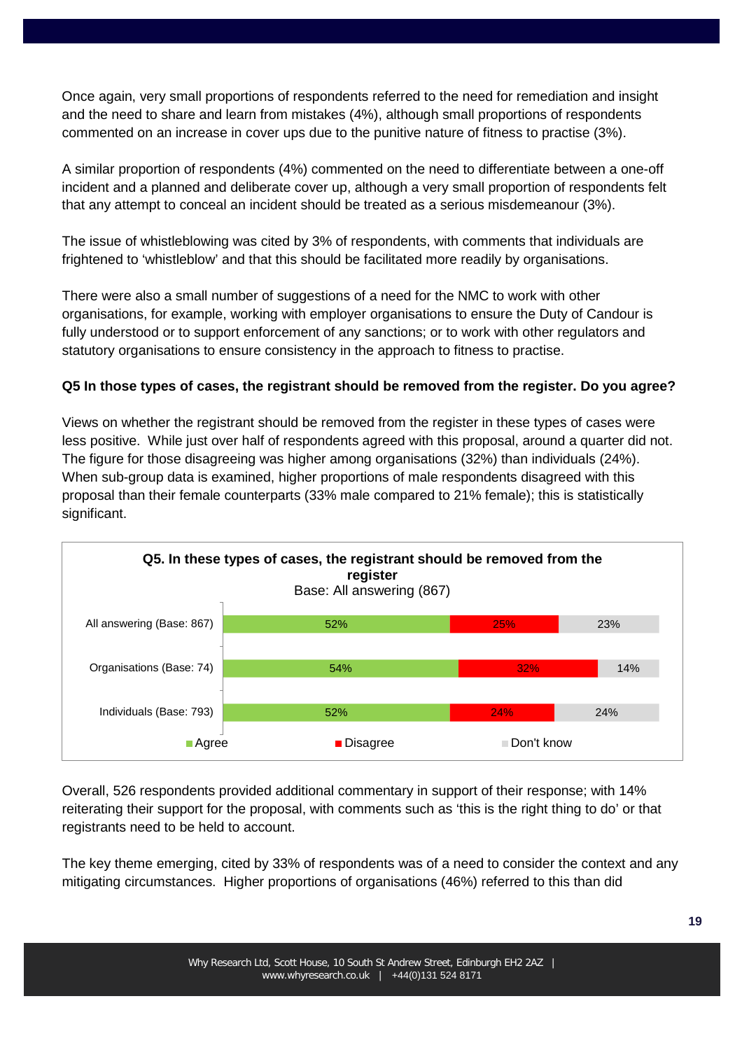Once again, very small proportions of respondents referred to the need for remediation and insight and the need to share and learn from mistakes (4%), although small proportions of respondents commented on an increase in cover ups due to the punitive nature of fitness to practise (3%).

A similar proportion of respondents (4%) commented on the need to differentiate between a one-off incident and a planned and deliberate cover up, although a very small proportion of respondents felt that any attempt to conceal an incident should be treated as a serious misdemeanour (3%).

The issue of whistleblowing was cited by 3% of respondents, with comments that individuals are frightened to 'whistleblow' and that this should be facilitated more readily by organisations.

There were also a small number of suggestions of a need for the NMC to work with other organisations, for example, working with employer organisations to ensure the Duty of Candour is fully understood or to support enforcement of any sanctions; or to work with other regulators and statutory organisations to ensure consistency in the approach to fitness to practise.

**Q5 In those types of cases, the registrant should be removed from the register. Do you agree?**

Views on whether the registrant should be removed from the register in these types of cases were less positive. While just over half of respondents agreed with this proposal, around a quarter did not. The figure for those disagreeing was higher among organisations (32%) than individuals (24%). When sub-group data is examined, higher proportions of male respondents disagreed with this proposal than their female counterparts (33% male compared to 21% female); this is statistically significant.

**Q5. In these types of cases, the registrant should be removed from the register**
Base: All answering (867)

| | Agree | Disagree | Don't know |
|---|---|---|---|
| All answering (Base: 867) | 52% | 25% | 23% |
| Organisations (Base: 74) | 54% | 32% | 14% |
| Individuals (Base: 793) | 52% | 24% | 24% |

Overall, 526 respondents provided additional commentary in support of their response; with 14% reiterating their support for the proposal, with comments such as 'this is the right thing to do' or that registrants need to be held to account.

The key theme emerging, cited by 33% of respondents was of a need to consider the context and any mitigating circumstances. Higher proportions of organisations (46%) referred to this than did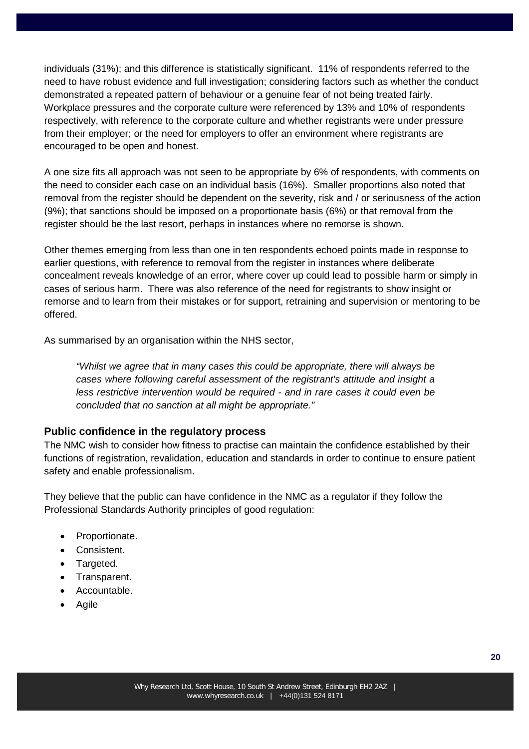individuals (31%); and this difference is statistically significant. 11% of respondents referred to the need to have robust evidence and full investigation; considering factors such as whether the conduct demonstrated a repeated pattern of behaviour or a genuine fear of not being treated fairly. Workplace pressures and the corporate culture were referenced by 13% and 10% of respondents respectively, with reference to the corporate culture and whether registrants were under pressure from their employer; or the need for employers to offer an environment where registrants are encouraged to be open and honest.

A one size fits all approach was not seen to be appropriate by 6% of respondents, with comments on the need to consider each case on an individual basis (16%). Smaller proportions also noted that removal from the register should be dependent on the severity, risk and / or seriousness of the action (9%); that sanctions should be imposed on a proportionate basis (6%) or that removal from the register should be the last resort, perhaps in instances where no remorse is shown.

Other themes emerging from less than one in ten respondents echoed points made in response to earlier questions, with reference to removal from the register in instances where deliberate concealment reveals knowledge of an error, where cover up could lead to possible harm or simply in cases of serious harm. There was also reference of the need for registrants to show insight or remorse and to learn from their mistakes or for support, retraining and supervision or mentoring to be offered.

As summarised by an organisation within the NHS sector,

> *"Whilst we agree that in many cases this could be appropriate, there will always be cases where following careful assessment of the registrant's attitude and insight a less restrictive intervention would be required - and in rare cases it could even be concluded that no sanction at all might be appropriate."*

### Public confidence in the regulatory process

The NMC wish to consider how fitness to practise can maintain the confidence established by their functions of registration, revalidation, education and standards in order to continue to ensure patient safety and enable professionalism.

They believe that the public can have confidence in the NMC as a regulator if they follow the Professional Standards Authority principles of good regulation:

- Proportionate.
- Consistent.
- Targeted.
- Transparent.
- Accountable.
- Agile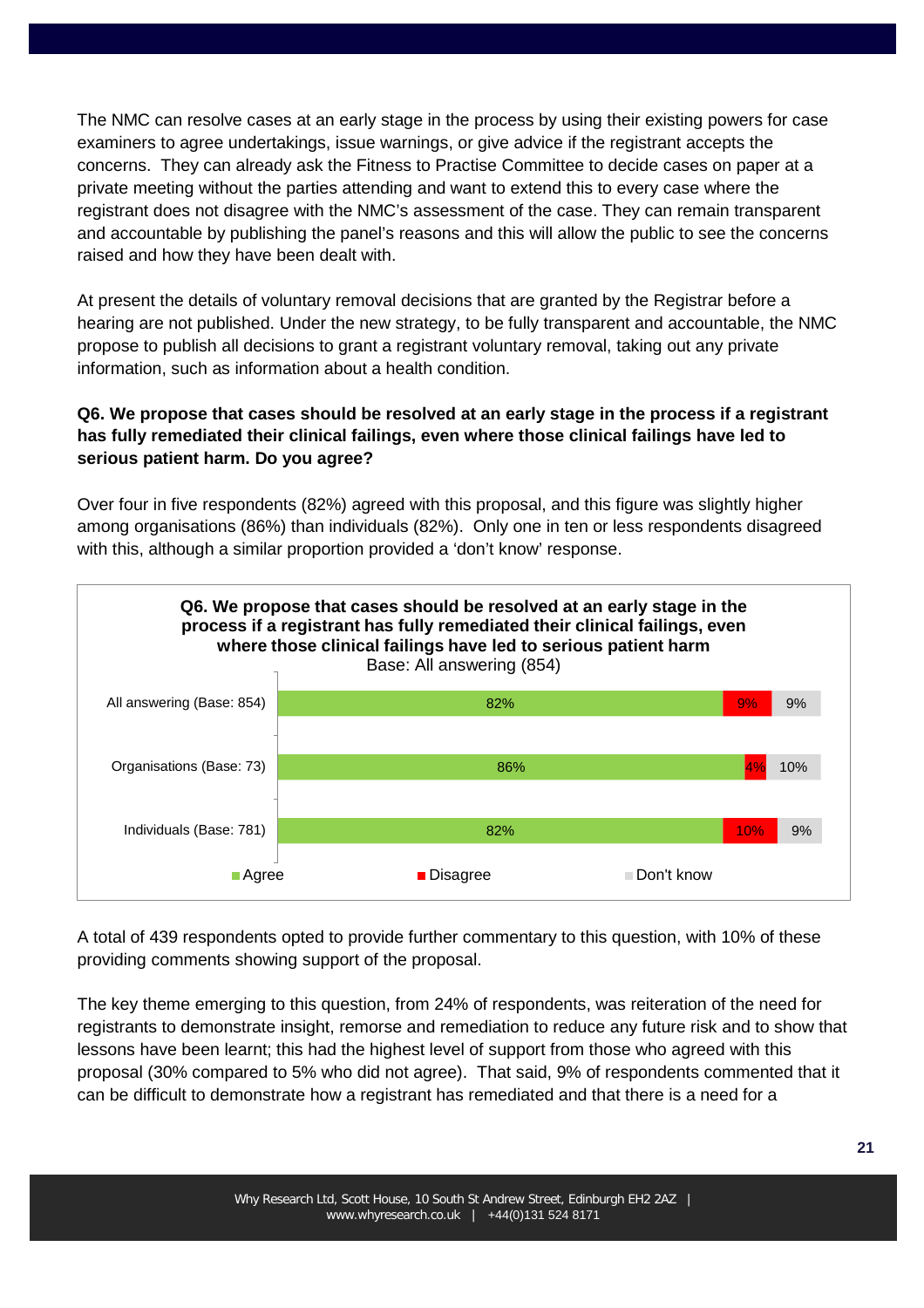The NMC can resolve cases at an early stage in the process by using their existing powers for case examiners to agree undertakings, issue warnings, or give advice if the registrant accepts the concerns. They can already ask the Fitness to Practise Committee to decide cases on paper at a private meeting without the parties attending and want to extend this to every case where the registrant does not disagree with the NMC's assessment of the case. They can remain transparent and accountable by publishing the panel's reasons and this will allow the public to see the concerns raised and how they have been dealt with.

At present the details of voluntary removal decisions that are granted by the Registrar before a hearing are not published. Under the new strategy, to be fully transparent and accountable, the NMC propose to publish all decisions to grant a registrant voluntary removal, taking out any private information, such as information about a health condition.

**Q6. We propose that cases should be resolved at an early stage in the process if a registrant has fully remediated their clinical failings, even where those clinical failings have led to serious patient harm. Do you agree?**

Over four in five respondents (82%) agreed with this proposal, and this figure was slightly higher among organisations (86%) than individuals (82%). Only one in ten or less respondents disagreed with this, although a similar proportion provided a 'don't know' response.

**Q6. We propose that cases should be resolved at an early stage in the process if a registrant has fully remediated their clinical failings, even where those clinical failings have led to serious patient harm**
Base: All answering (854)

| | Agree | Disagree | Don't know |
|---|---|---|---|
| All answering (Base: 854) | 82% | 9% | 9% |
| Organisations (Base: 73) | 86% | 4% | 10% |
| Individuals (Base: 781) | 82% | 10% | 9% |

A total of 439 respondents opted to provide further commentary to this question, with 10% of these providing comments showing support of the proposal.

The key theme emerging to this question, from 24% of respondents, was reiteration of the need for registrants to demonstrate insight, remorse and remediation to reduce any future risk and to show that lessons have been learnt; this had the highest level of support from those who agreed with this proposal (30% compared to 5% who did not agree). That said, 9% of respondents commented that it can be difficult to demonstrate how a registrant has remediated and that there is a need for a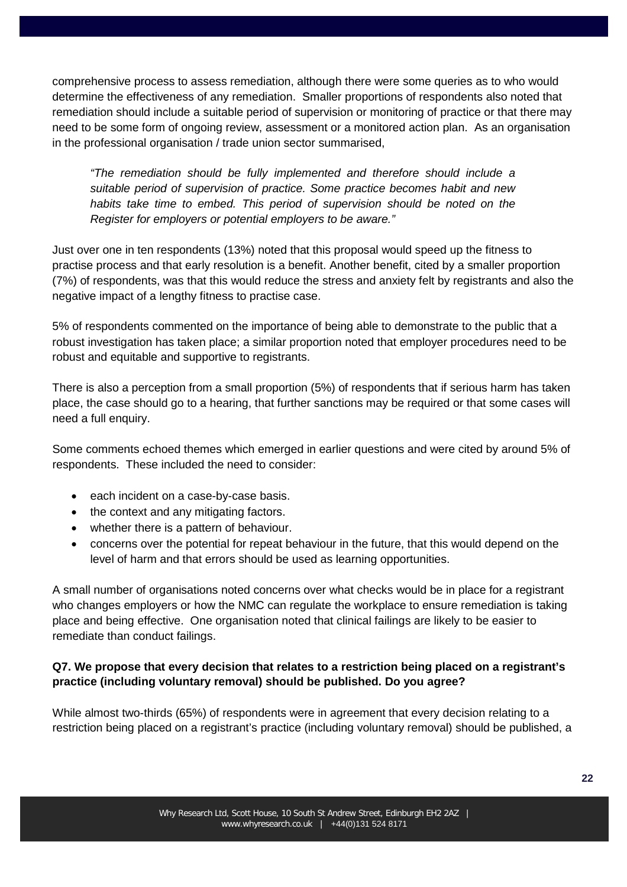comprehensive process to assess remediation, although there were some queries as to who would determine the effectiveness of any remediation. Smaller proportions of respondents also noted that remediation should include a suitable period of supervision or monitoring of practice or that there may need to be some form of ongoing review, assessment or a monitored action plan. As an organisation in the professional organisation / trade union sector summarised,

> *"The remediation should be fully implemented and therefore should include a suitable period of supervision of practice. Some practice becomes habit and new habits take time to embed. This period of supervision should be noted on the Register for employers or potential employers to be aware."*

Just over one in ten respondents (13%) noted that this proposal would speed up the fitness to practise process and that early resolution is a benefit. Another benefit, cited by a smaller proportion (7%) of respondents, was that this would reduce the stress and anxiety felt by registrants and also the negative impact of a lengthy fitness to practise case.

5% of respondents commented on the importance of being able to demonstrate to the public that a robust investigation has taken place; a similar proportion noted that employer procedures need to be robust and equitable and supportive to registrants.

There is also a perception from a small proportion (5%) of respondents that if serious harm has taken place, the case should go to a hearing, that further sanctions may be required or that some cases will need a full enquiry.

Some comments echoed themes which emerged in earlier questions and were cited by around 5% of respondents. These included the need to consider:

- each incident on a case-by-case basis.
- the context and any mitigating factors.
- whether there is a pattern of behaviour.
- concerns over the potential for repeat behaviour in the future, that this would depend on the level of harm and that errors should be used as learning opportunities.

A small number of organisations noted concerns over what checks would be in place for a registrant who changes employers or how the NMC can regulate the workplace to ensure remediation is taking place and being effective. One organisation noted that clinical failings are likely to be easier to remediate than conduct failings.

**Q7. We propose that every decision that relates to a restriction being placed on a registrant's practice (including voluntary removal) should be published. Do you agree?**

While almost two-thirds (65%) of respondents were in agreement that every decision relating to a restriction being placed on a registrant's practice (including voluntary removal) should be published, a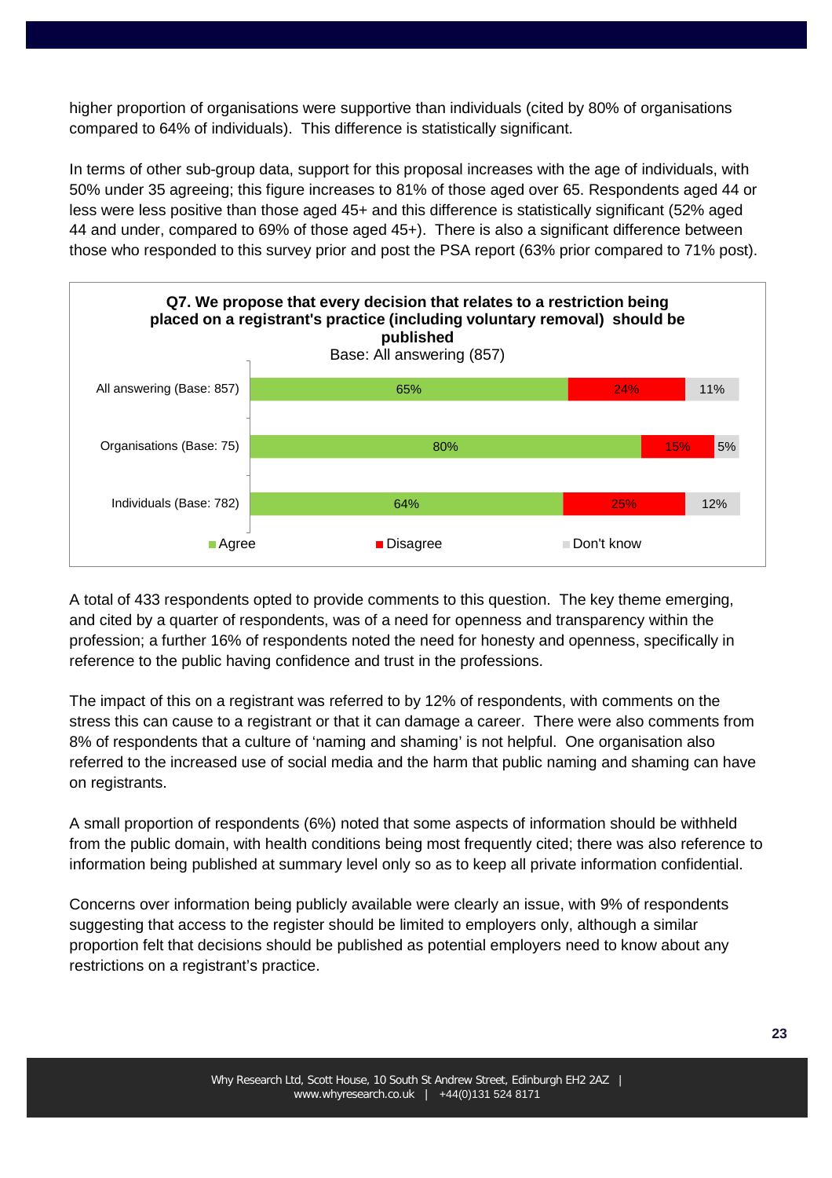higher proportion of organisations were supportive than individuals (cited by 80% of organisations compared to 64% of individuals). This difference is statistically significant.

In terms of other sub-group data, support for this proposal increases with the age of individuals, with 50% under 35 agreeing; this figure increases to 81% of those aged over 65. Respondents aged 44 or less were less positive than those aged 45+ and this difference is statistically significant (52% aged 44 and under, compared to 69% of those aged 45+). There is also a significant difference between those who responded to this survey prior and post the PSA report (63% prior compared to 71% post).

**Q7. We propose that every decision that relates to a restriction being placed on a registrant's practice (including voluntary removal) should be published**

Base: All answering (857)

| | Agree | Disagree | Don't know |
|---|---|---|---|
| All answering (Base: 857) | 65% | 24% | 11% |
| Organisations (Base: 75) | 80% | 15% | 5% |
| Individuals (Base: 782) | 64% | 25% | 12% |

A total of 433 respondents opted to provide comments to this question. The key theme emerging, and cited by a quarter of respondents, was of a need for openness and transparency within the profession; a further 16% of respondents noted the need for honesty and openness, specifically in reference to the public having confidence and trust in the professions.

The impact of this on a registrant was referred to by 12% of respondents, with comments on the stress this can cause to a registrant or that it can damage a career. There were also comments from 8% of respondents that a culture of 'naming and shaming' is not helpful. One organisation also referred to the increased use of social media and the harm that public naming and shaming can have on registrants.

A small proportion of respondents (6%) noted that some aspects of information should be withheld from the public domain, with health conditions being most frequently cited; there was also reference to information being published at summary level only so as to keep all private information confidential.

Concerns over information being publicly available were clearly an issue, with 9% of respondents suggesting that access to the register should be limited to employers only, although a similar proportion felt that decisions should be published as potential employers need to know about any restrictions on a registrant's practice.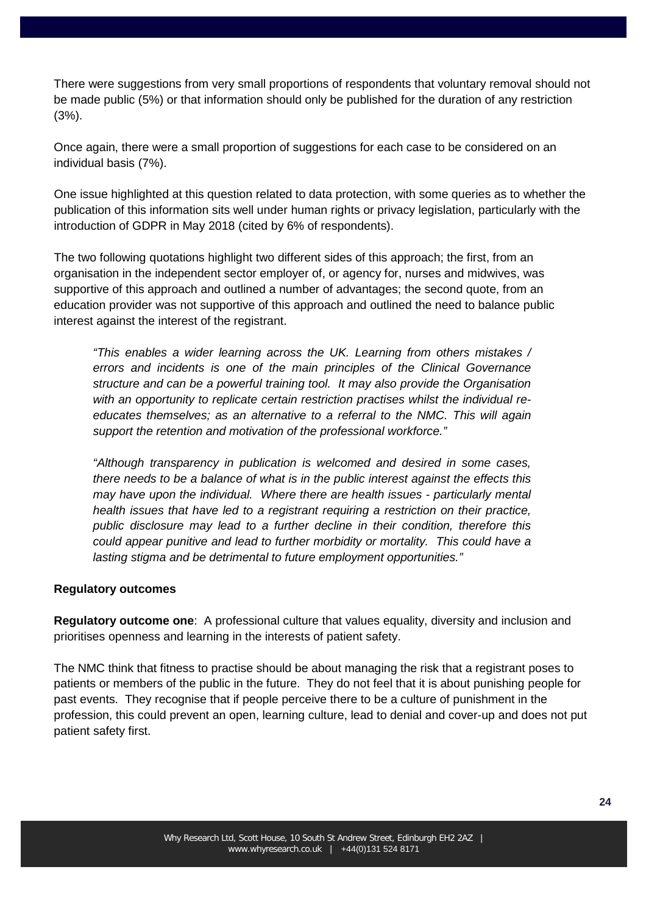There were suggestions from very small proportions of respondents that voluntary removal should not be made public (5%) or that information should only be published for the duration of any restriction (3%).

Once again, there were a small proportion of suggestions for each case to be considered on an individual basis (7%).

One issue highlighted at this question related to data protection, with some queries as to whether the publication of this information sits well under human rights or privacy legislation, particularly with the introduction of GDPR in May 2018 (cited by 6% of respondents).

The two following quotations highlight two different sides of this approach; the first, from an organisation in the independent sector employer of, or agency for, nurses and midwives, was supportive of this approach and outlined a number of advantages; the second quote, from an education provider was not supportive of this approach and outlined the need to balance public interest against the interest of the registrant.

> *"This enables a wider learning across the UK. Learning from others mistakes / errors and incidents is one of the main principles of the Clinical Governance structure and can be a powerful training tool. It may also provide the Organisation with an opportunity to replicate certain restriction practises whilst the individual re-educates themselves; as an alternative to a referral to the NMC. This will again support the retention and motivation of the professional workforce."*

> *"Although transparency in publication is welcomed and desired in some cases, there needs to be a balance of what is in the public interest against the effects this may have upon the individual. Where there are health issues - particularly mental health issues that have led to a registrant requiring a restriction on their practice, public disclosure may lead to a further decline in their condition, therefore this could appear punitive and lead to further morbidity or mortality. This could have a lasting stigma and be detrimental to future employment opportunities."*

**Regulatory outcomes**

**Regulatory outcome one**: A professional culture that values equality, diversity and inclusion and prioritises openness and learning in the interests of patient safety.

The NMC think that fitness to practise should be about managing the risk that a registrant poses to patients or members of the public in the future. They do not feel that it is about punishing people for past events. They recognise that if people perceive there to be a culture of punishment in the profession, this could prevent an open, learning culture, lead to denial and cover-up and does not put patient safety first.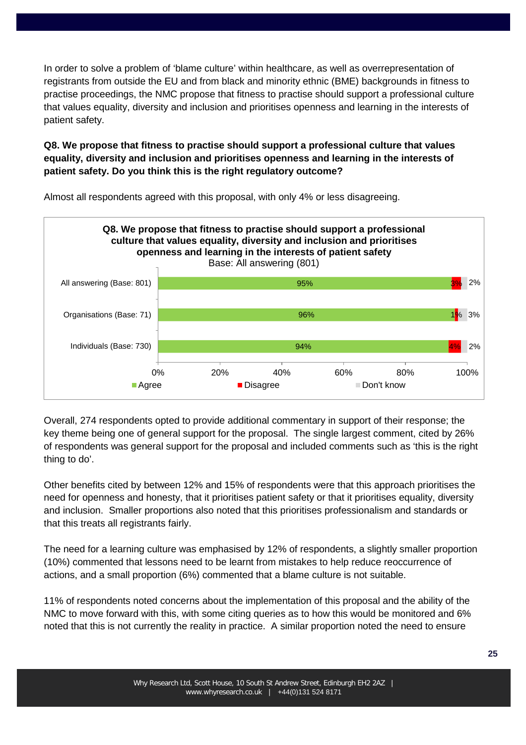In order to solve a problem of 'blame culture' within healthcare, as well as overrepresentation of registrants from outside the EU and from black and minority ethnic (BME) backgrounds in fitness to practise proceedings, the NMC propose that fitness to practise should support a professional culture that values equality, diversity and inclusion and prioritises openness and learning in the interests of patient safety.

**Q8. We propose that fitness to practise should support a professional culture that values equality, diversity and inclusion and prioritises openness and learning in the interests of patient safety. Do you think this is the right regulatory outcome?**

Almost all respondents agreed with this proposal, with only 4% or less disagreeing.

**Q8. We propose that fitness to practise should support a professional culture that values equality, diversity and inclusion and prioritises openness and learning in the interests of patient safety**
Base: All answering (801)

| | Agree | Disagree | Don't know |
|---|---|---|---|
| All answering (Base: 801) | 95% | 3% | 2% |
| Organisations (Base: 71) | 96% | 1% | 3% |
| Individuals (Base: 730) | 94% | 4% | 2% |

Overall, 274 respondents opted to provide additional commentary in support of their response; the key theme being one of general support for the proposal. The single largest comment, cited by 26% of respondents was general support for the proposal and included comments such as 'this is the right thing to do'.

Other benefits cited by between 12% and 15% of respondents were that this approach prioritises the need for openness and honesty, that it prioritises patient safety or that it prioritises equality, diversity and inclusion. Smaller proportions also noted that this prioritises professionalism and standards or that this treats all registrants fairly.

The need for a learning culture was emphasised by 12% of respondents, a slightly smaller proportion (10%) commented that lessons need to be learnt from mistakes to help reduce reoccurrence of actions, and a small proportion (6%) commented that a blame culture is not suitable.

11% of respondents noted concerns about the implementation of this proposal and the ability of the NMC to move forward with this, with some citing queries as to how this would be monitored and 6% noted that this is not currently the reality in practice. A similar proportion noted the need to ensure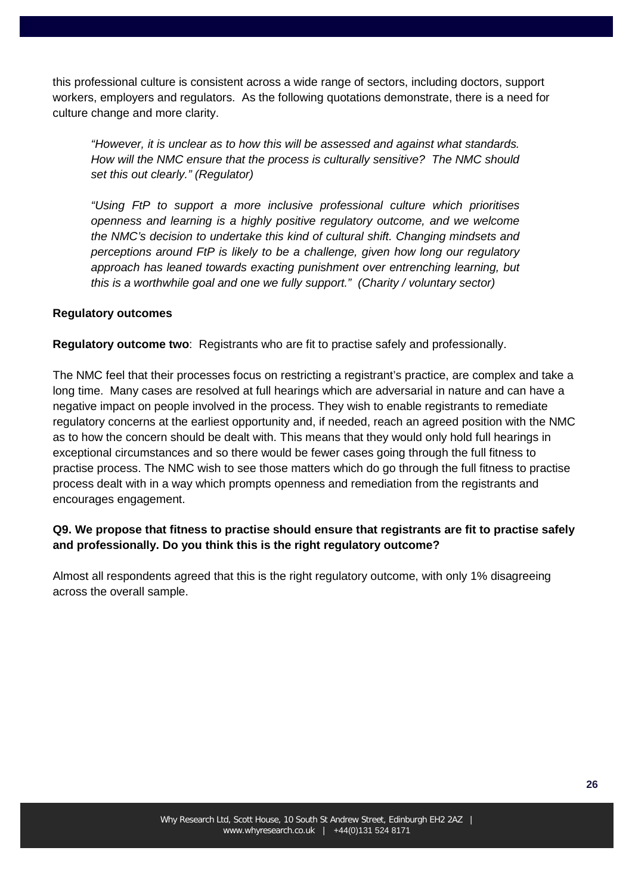this professional culture is consistent across a wide range of sectors, including doctors, support workers, employers and regulators. As the following quotations demonstrate, there is a need for culture change and more clarity.

> *"However, it is unclear as to how this will be assessed and against what standards. How will the NMC ensure that the process is culturally sensitive? The NMC should set this out clearly." (Regulator)*

> *"Using FtP to support a more inclusive professional culture which prioritises openness and learning is a highly positive regulatory outcome, and we welcome the NMC's decision to undertake this kind of cultural shift. Changing mindsets and perceptions around FtP is likely to be a challenge, given how long our regulatory approach has leaned towards exacting punishment over entrenching learning, but this is a worthwhile goal and one we fully support." (Charity / voluntary sector)*

**Regulatory outcomes**

**Regulatory outcome two**: Registrants who are fit to practise safely and professionally.

The NMC feel that their processes focus on restricting a registrant's practice, are complex and take a long time. Many cases are resolved at full hearings which are adversarial in nature and can have a negative impact on people involved in the process. They wish to enable registrants to remediate regulatory concerns at the earliest opportunity and, if needed, reach an agreed position with the NMC as to how the concern should be dealt with. This means that they would only hold full hearings in exceptional circumstances and so there would be fewer cases going through the full fitness to practise process. The NMC wish to see those matters which do go through the full fitness to practise process dealt with in a way which prompts openness and remediation from the registrants and encourages engagement.

**Q9. We propose that fitness to practise should ensure that registrants are fit to practise safely and professionally. Do you think this is the right regulatory outcome?**

Almost all respondents agreed that this is the right regulatory outcome, with only 1% disagreeing across the overall sample.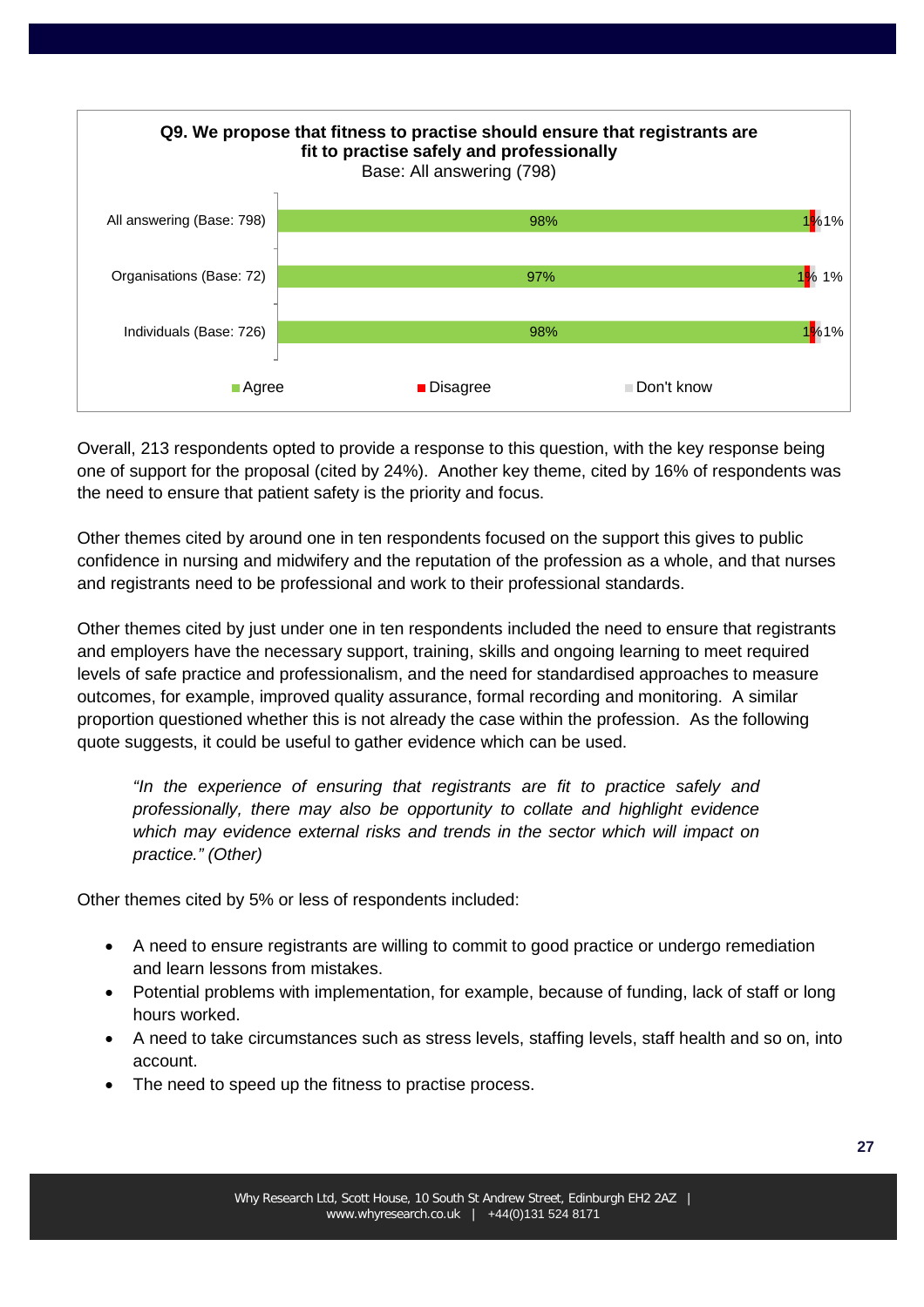**Q9. We propose that fitness to practise should ensure that registrants are fit to practise safely and professionally**

Base: All answering (798)

| | Agree | Disagree | Don't know |
|---|---|---|---|
| All answering (Base: 798) | 98% | 1% | 1% |
| Organisations (Base: 72) | 97% | 1% | 1% |
| Individuals (Base: 726) | 98% | 1% | 1% |

Overall, 213 respondents opted to provide a response to this question, with the key response being one of support for the proposal (cited by 24%). Another key theme, cited by 16% of respondents was the need to ensure that patient safety is the priority and focus.

Other themes cited by around one in ten respondents focused on the support this gives to public confidence in nursing and midwifery and the reputation of the profession as a whole, and that nurses and registrants need to be professional and work to their professional standards.

Other themes cited by just under one in ten respondents included the need to ensure that registrants and employers have the necessary support, training, skills and ongoing learning to meet required levels of safe practice and professionalism, and the need for standardised approaches to measure outcomes, for example, improved quality assurance, formal recording and monitoring. A similar proportion questioned whether this is not already the case within the profession. As the following quote suggests, it could be useful to gather evidence which can be used.

> *"In the experience of ensuring that registrants are fit to practice safely and professionally, there may also be opportunity to collate and highlight evidence which may evidence external risks and trends in the sector which will impact on practice." (Other)*

Other themes cited by 5% or less of respondents included:

- A need to ensure registrants are willing to commit to good practice or undergo remediation and learn lessons from mistakes.
- Potential problems with implementation, for example, because of funding, lack of staff or long hours worked.
- A need to take circumstances such as stress levels, staffing levels, staff health and so on, into account.
- The need to speed up the fitness to practise process.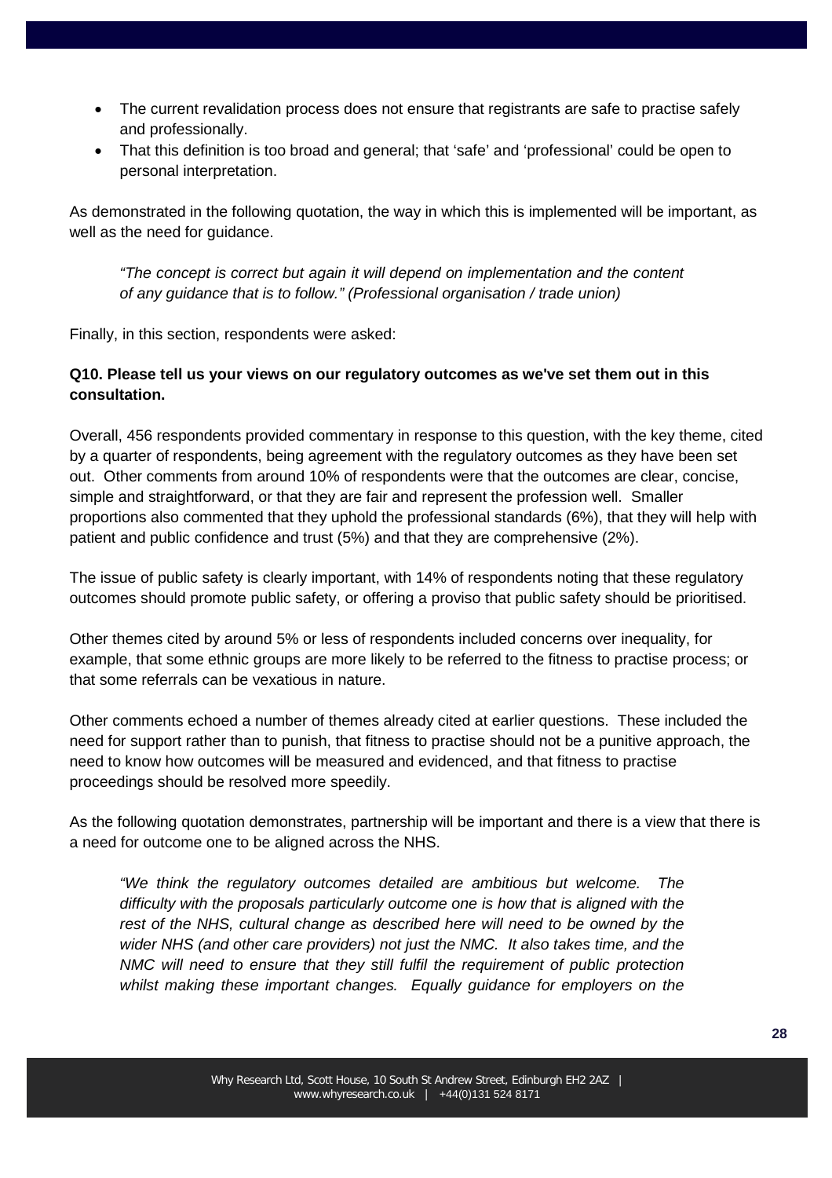- The current revalidation process does not ensure that registrants are safe to practise safely and professionally.
- That this definition is too broad and general; that 'safe' and 'professional' could be open to personal interpretation.

As demonstrated in the following quotation, the way in which this is implemented will be important, as well as the need for guidance.

> *"The concept is correct but again it will depend on implementation and the content of any guidance that is to follow." (Professional organisation / trade union)*

Finally, in this section, respondents were asked:

**Q10. Please tell us your views on our regulatory outcomes as we've set them out in this consultation.**

Overall, 456 respondents provided commentary in response to this question, with the key theme, cited by a quarter of respondents, being agreement with the regulatory outcomes as they have been set out. Other comments from around 10% of respondents were that the outcomes are clear, concise, simple and straightforward, or that they are fair and represent the profession well. Smaller proportions also commented that they uphold the professional standards (6%), that they will help with patient and public confidence and trust (5%) and that they are comprehensive (2%).

The issue of public safety is clearly important, with 14% of respondents noting that these regulatory outcomes should promote public safety, or offering a proviso that public safety should be prioritised.

Other themes cited by around 5% or less of respondents included concerns over inequality, for example, that some ethnic groups are more likely to be referred to the fitness to practise process; or that some referrals can be vexatious in nature.

Other comments echoed a number of themes already cited at earlier questions. These included the need for support rather than to punish, that fitness to practise should not be a punitive approach, the need to know how outcomes will be measured and evidenced, and that fitness to practise proceedings should be resolved more speedily.

As the following quotation demonstrates, partnership will be important and there is a view that there is a need for outcome one to be aligned across the NHS.

> *"We think the regulatory outcomes detailed are ambitious but welcome. The difficulty with the proposals particularly outcome one is how that is aligned with the rest of the NHS, cultural change as described here will need to be owned by the wider NHS (and other care providers) not just the NMC. It also takes time, and the NMC will need to ensure that they still fulfil the requirement of public protection whilst making these important changes. Equally guidance for employers on the*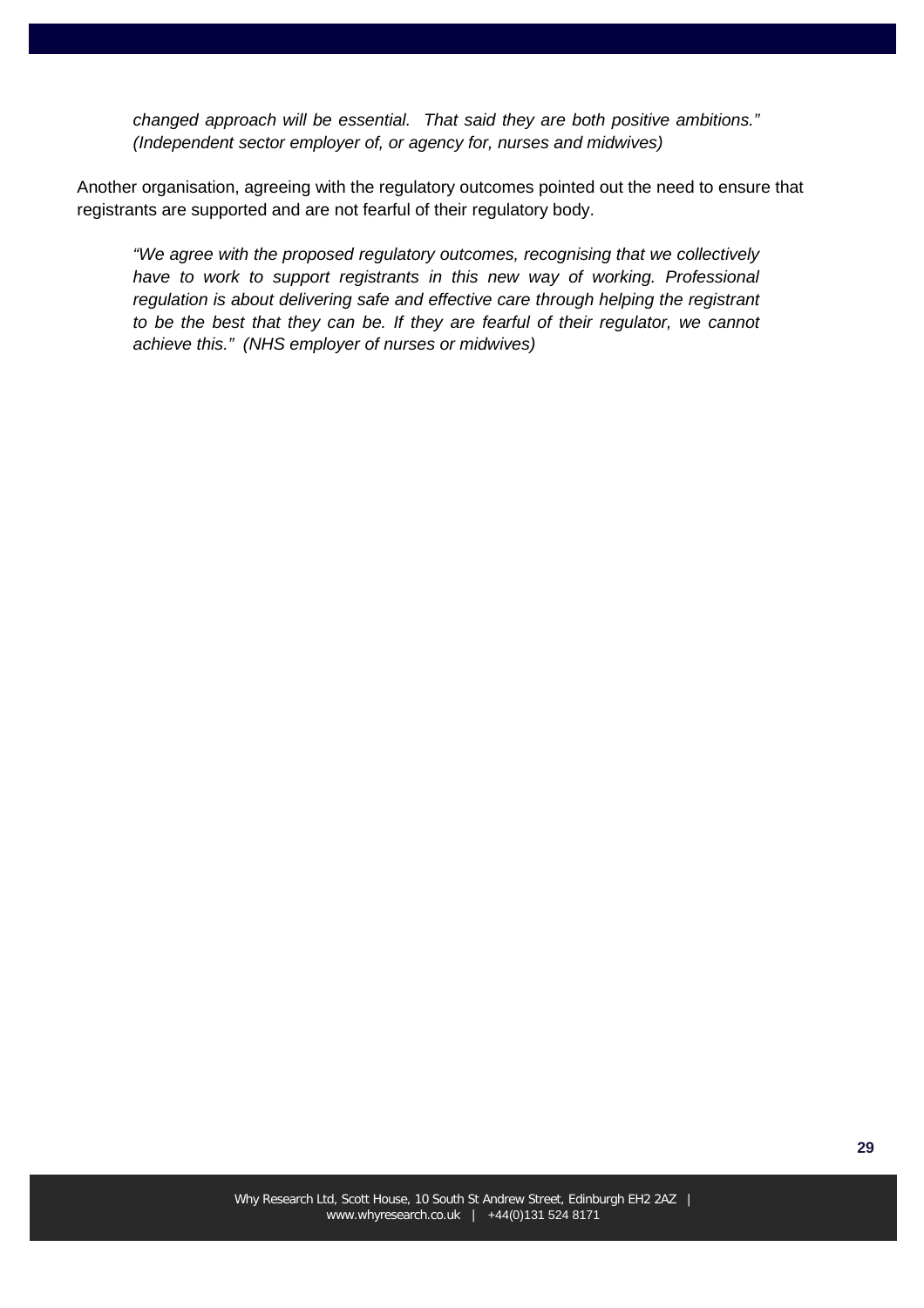*changed approach will be essential. That said they are both positive ambitions." (Independent sector employer of, or agency for, nurses and midwives)*

Another organisation, agreeing with the regulatory outcomes pointed out the need to ensure that registrants are supported and are not fearful of their regulatory body.

*"We agree with the proposed regulatory outcomes, recognising that we collectively have to work to support registrants in this new way of working. Professional regulation is about delivering safe and effective care through helping the registrant to be the best that they can be. If they are fearful of their regulator, we cannot achieve this." (NHS employer of nurses or midwives)*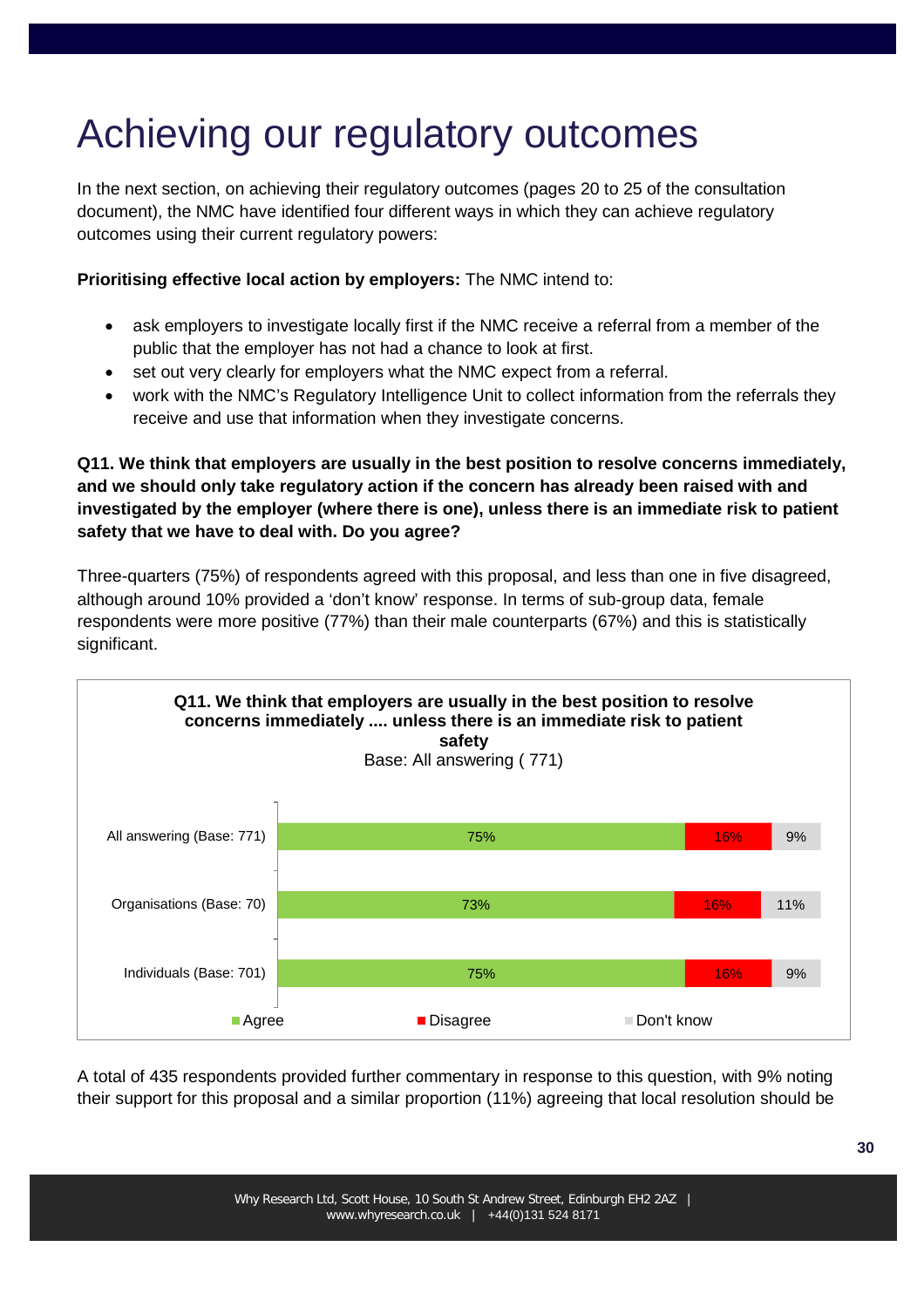# Achieving our regulatory outcomes

In the next section, on achieving their regulatory outcomes (pages 20 to 25 of the consultation document), the NMC have identified four different ways in which they can achieve regulatory outcomes using their current regulatory powers:

**Prioritising effective local action by employers:** The NMC intend to:

- ask employers to investigate locally first if the NMC receive a referral from a member of the public that the employer has not had a chance to look at first.
- set out very clearly for employers what the NMC expect from a referral.
- work with the NMC's Regulatory Intelligence Unit to collect information from the referrals they receive and use that information when they investigate concerns.

**Q11. We think that employers are usually in the best position to resolve concerns immediately, and we should only take regulatory action if the concern has already been raised with and investigated by the employer (where there is one), unless there is an immediate risk to patient safety that we have to deal with. Do you agree?**

Three-quarters (75%) of respondents agreed with this proposal, and less than one in five disagreed, although around 10% provided a 'don't know' response. In terms of sub-group data, female respondents were more positive (77%) than their male counterparts (67%) and this is statistically significant.

**Q11. We think that employers are usually in the best position to resolve concerns immediately .... unless there is an immediate risk to patient safety**
Base: All answering ( 771)

| | Agree | Disagree | Don't know |
|---|---|---|---|
| All answering (Base: 771) | 75% | 16% | 9% |
| Organisations (Base: 70) | 73% | 16% | 11% |
| Individuals (Base: 701) | 75% | 16% | 9% |

A total of 435 respondents provided further commentary in response to this question, with 9% noting their support for this proposal and a similar proportion (11%) agreeing that local resolution should be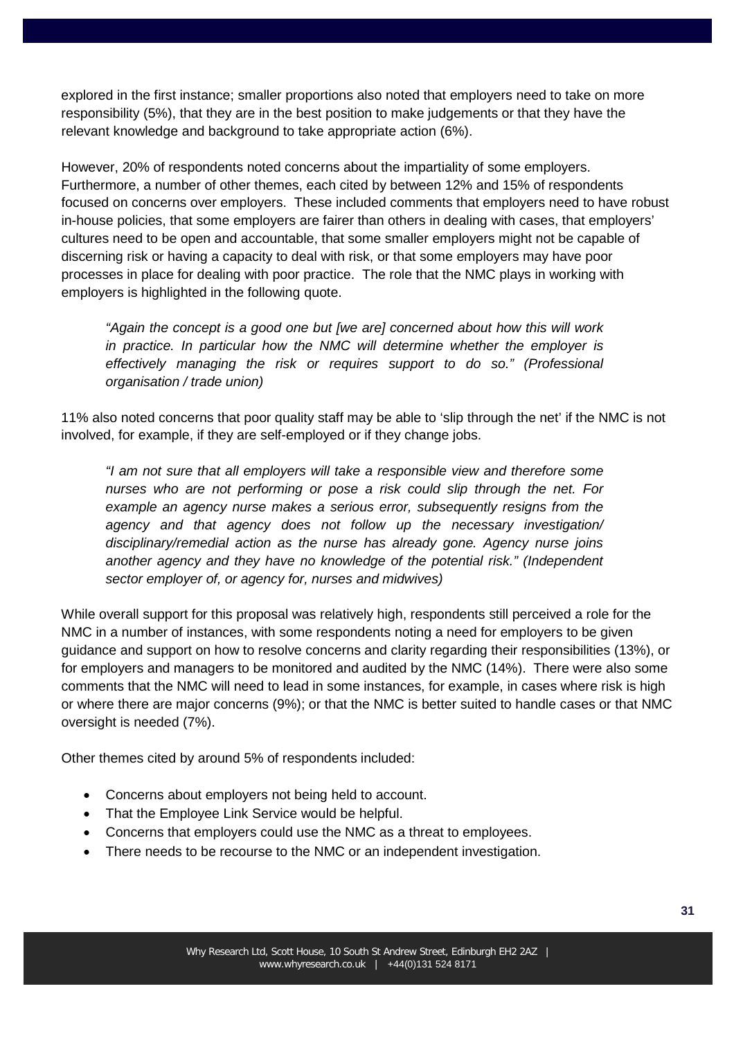explored in the first instance; smaller proportions also noted that employers need to take on more responsibility (5%), that they are in the best position to make judgements or that they have the relevant knowledge and background to take appropriate action (6%).

However, 20% of respondents noted concerns about the impartiality of some employers. Furthermore, a number of other themes, each cited by between 12% and 15% of respondents focused on concerns over employers. These included comments that employers need to have robust in-house policies, that some employers are fairer than others in dealing with cases, that employers' cultures need to be open and accountable, that some smaller employers might not be capable of discerning risk or having a capacity to deal with risk, or that some employers may have poor processes in place for dealing with poor practice. The role that the NMC plays in working with employers is highlighted in the following quote.

> *"Again the concept is a good one but [we are] concerned about how this will work in practice. In particular how the NMC will determine whether the employer is effectively managing the risk or requires support to do so." (Professional organisation / trade union)*

11% also noted concerns that poor quality staff may be able to 'slip through the net' if the NMC is not involved, for example, if they are self-employed or if they change jobs.

> *"I am not sure that all employers will take a responsible view and therefore some nurses who are not performing or pose a risk could slip through the net. For example an agency nurse makes a serious error, subsequently resigns from the agency and that agency does not follow up the necessary investigation/ disciplinary/remedial action as the nurse has already gone. Agency nurse joins another agency and they have no knowledge of the potential risk." (Independent sector employer of, or agency for, nurses and midwives)*

While overall support for this proposal was relatively high, respondents still perceived a role for the NMC in a number of instances, with some respondents noting a need for employers to be given guidance and support on how to resolve concerns and clarity regarding their responsibilities (13%), or for employers and managers to be monitored and audited by the NMC (14%). There were also some comments that the NMC will need to lead in some instances, for example, in cases where risk is high or where there are major concerns (9%); or that the NMC is better suited to handle cases or that NMC oversight is needed (7%).

Other themes cited by around 5% of respondents included:

- Concerns about employers not being held to account.
- That the Employee Link Service would be helpful.
- Concerns that employers could use the NMC as a threat to employees.
- There needs to be recourse to the NMC or an independent investigation.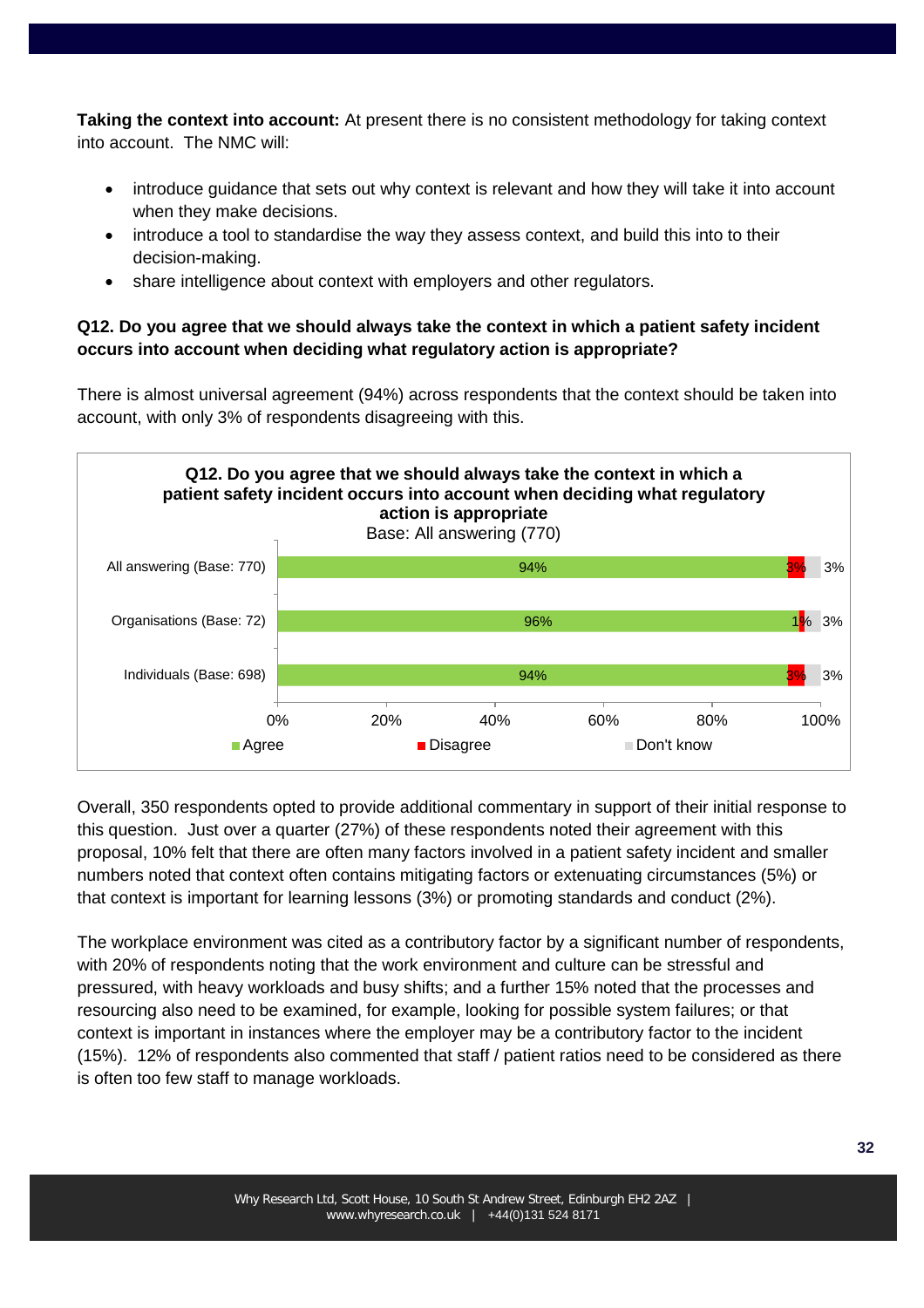**Taking the context into account:** At present there is no consistent methodology for taking context into account. The NMC will:

- introduce guidance that sets out why context is relevant and how they will take it into account when they make decisions.
- introduce a tool to standardise the way they assess context, and build this into to their decision-making.
- share intelligence about context with employers and other regulators.

**Q12. Do you agree that we should always take the context in which a patient safety incident occurs into account when deciding what regulatory action is appropriate?**

There is almost universal agreement (94%) across respondents that the context should be taken into account, with only 3% of respondents disagreeing with this.

**Q12. Do you agree that we should always take the context in which a patient safety incident occurs into account when deciding what regulatory action is appropriate**

Base: All answering (770)

| | Agree | Disagree | Don't know |
|---|---|---|---|
| All answering (Base: 770) | 94% | 3% | 3% |
| Organisations (Base: 72) | 96% | 1% | 3% |
| Individuals (Base: 698) | 94% | 3% | 3% |

Overall, 350 respondents opted to provide additional commentary in support of their initial response to this question. Just over a quarter (27%) of these respondents noted their agreement with this proposal, 10% felt that there are often many factors involved in a patient safety incident and smaller numbers noted that context often contains mitigating factors or extenuating circumstances (5%) or that context is important for learning lessons (3%) or promoting standards and conduct (2%).

The workplace environment was cited as a contributory factor by a significant number of respondents, with 20% of respondents noting that the work environment and culture can be stressful and pressured, with heavy workloads and busy shifts; and a further 15% noted that the processes and resourcing also need to be examined, for example, looking for possible system failures; or that context is important in instances where the employer may be a contributory factor to the incident (15%). 12% of respondents also commented that staff / patient ratios need to be considered as there is often too few staff to manage workloads.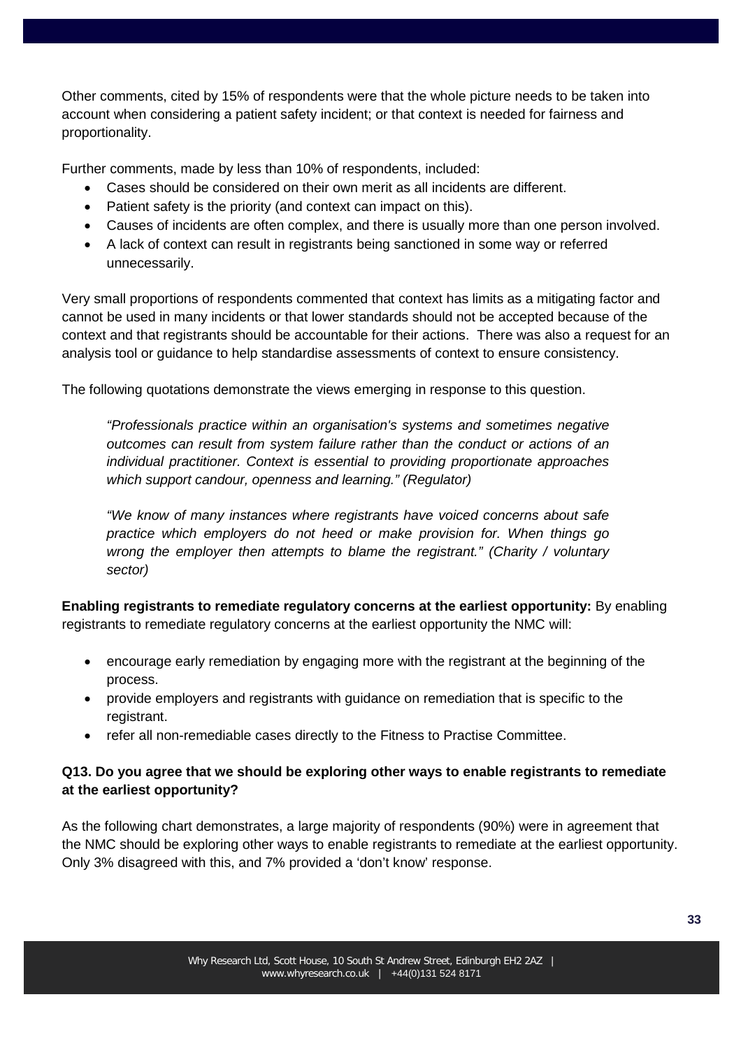Other comments, cited by 15% of respondents were that the whole picture needs to be taken into account when considering a patient safety incident; or that context is needed for fairness and proportionality.

Further comments, made by less than 10% of respondents, included:

- Cases should be considered on their own merit as all incidents are different.
- Patient safety is the priority (and context can impact on this).
- Causes of incidents are often complex, and there is usually more than one person involved.
- A lack of context can result in registrants being sanctioned in some way or referred unnecessarily.

Very small proportions of respondents commented that context has limits as a mitigating factor and cannot be used in many incidents or that lower standards should not be accepted because of the context and that registrants should be accountable for their actions. There was also a request for an analysis tool or guidance to help standardise assessments of context to ensure consistency.

The following quotations demonstrate the views emerging in response to this question.

> *"Professionals practice within an organisation's systems and sometimes negative outcomes can result from system failure rather than the conduct or actions of an individual practitioner. Context is essential to providing proportionate approaches which support candour, openness and learning." (Regulator)*

> *"We know of many instances where registrants have voiced concerns about safe practice which employers do not heed or make provision for. When things go wrong the employer then attempts to blame the registrant." (Charity / voluntary sector)*

**Enabling registrants to remediate regulatory concerns at the earliest opportunity:** By enabling registrants to remediate regulatory concerns at the earliest opportunity the NMC will:

- encourage early remediation by engaging more with the registrant at the beginning of the process.
- provide employers and registrants with guidance on remediation that is specific to the registrant.
- refer all non-remediable cases directly to the Fitness to Practise Committee.

**Q13. Do you agree that we should be exploring other ways to enable registrants to remediate at the earliest opportunity?**

As the following chart demonstrates, a large majority of respondents (90%) were in agreement that the NMC should be exploring other ways to enable registrants to remediate at the earliest opportunity. Only 3% disagreed with this, and 7% provided a 'don't know' response.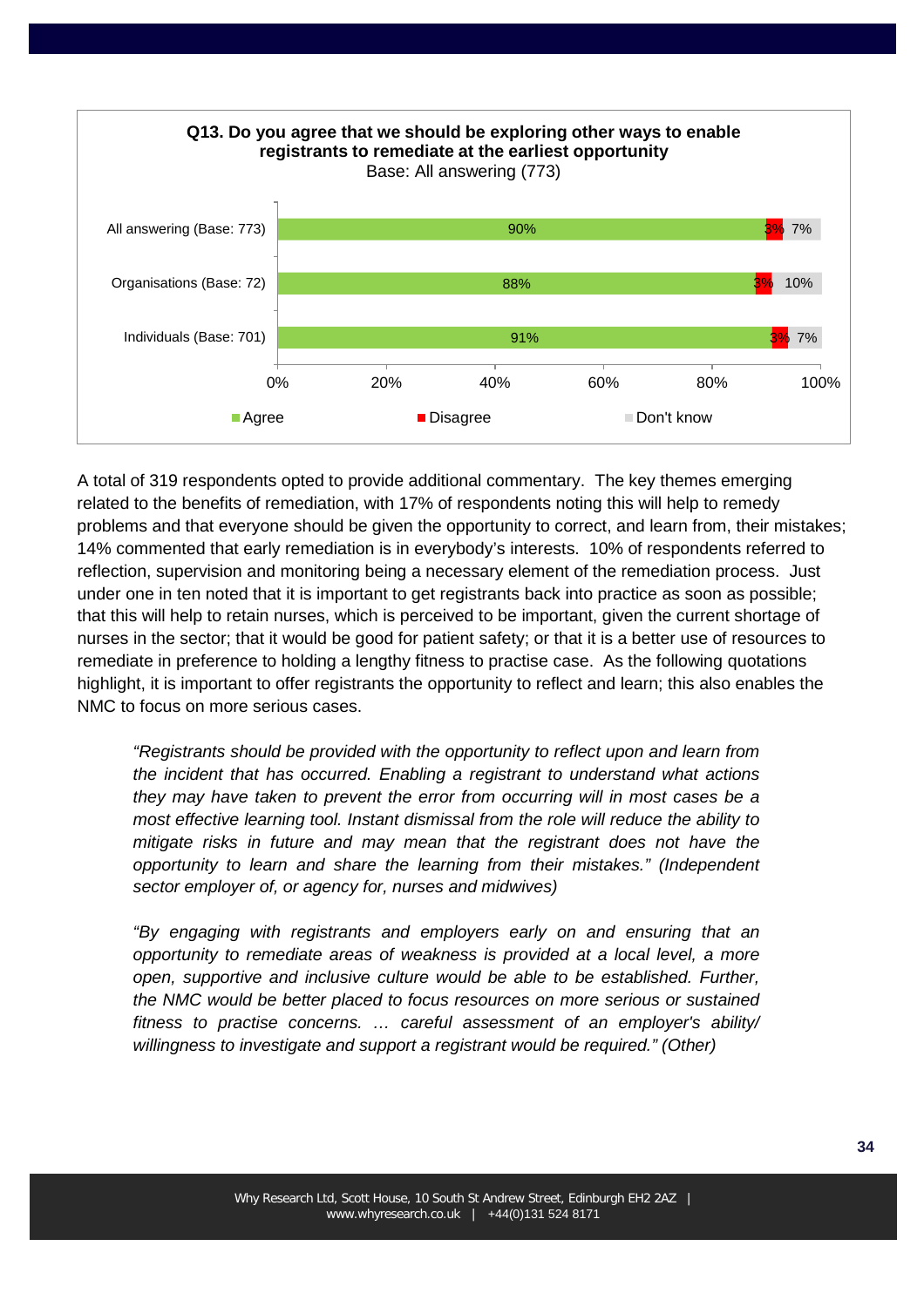**Q13. Do you agree that we should be exploring other ways to enable registrants to remediate at the earliest opportunity**

Base: All answering (773)

| | Agree | Disagree | Don't know |
|---|---|---|---|
| All answering (Base: 773) | 90% | 3% | 7% |
| Organisations (Base: 72) | 88% | 3% | 10% |
| Individuals (Base: 701) | 91% | 3% | 7% |

A total of 319 respondents opted to provide additional commentary. The key themes emerging related to the benefits of remediation, with 17% of respondents noting this will help to remedy problems and that everyone should be given the opportunity to correct, and learn from, their mistakes; 14% commented that early remediation is in everybody's interests. 10% of respondents referred to reflection, supervision and monitoring being a necessary element of the remediation process. Just under one in ten noted that it is important to get registrants back into practice as soon as possible; that this will help to retain nurses, which is perceived to be important, given the current shortage of nurses in the sector; that it would be good for patient safety; or that it is a better use of resources to remediate in preference to holding a lengthy fitness to practise case. As the following quotations highlight, it is important to offer registrants the opportunity to reflect and learn; this also enables the NMC to focus on more serious cases.

> *"Registrants should be provided with the opportunity to reflect upon and learn from the incident that has occurred. Enabling a registrant to understand what actions they may have taken to prevent the error from occurring will in most cases be a most effective learning tool. Instant dismissal from the role will reduce the ability to mitigate risks in future and may mean that the registrant does not have the opportunity to learn and share the learning from their mistakes." (Independent sector employer of, or agency for, nurses and midwives)*

> *"By engaging with registrants and employers early on and ensuring that an opportunity to remediate areas of weakness is provided at a local level, a more open, supportive and inclusive culture would be able to be established. Further, the NMC would be better placed to focus resources on more serious or sustained fitness to practise concerns. … careful assessment of an employer's ability/ willingness to investigate and support a registrant would be required." (Other)*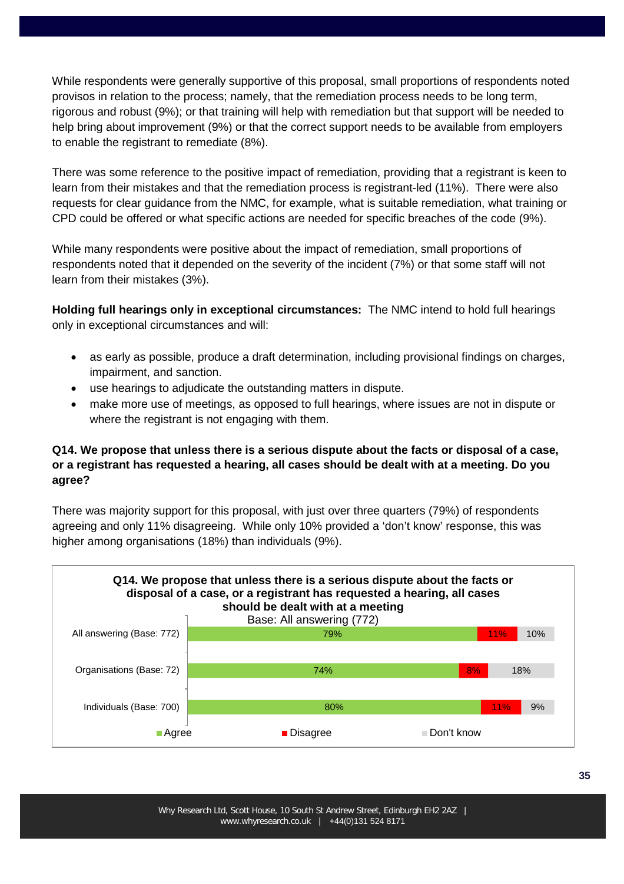While respondents were generally supportive of this proposal, small proportions of respondents noted provisos in relation to the process; namely, that the remediation process needs to be long term, rigorous and robust (9%); or that training will help with remediation but that support will be needed to help bring about improvement (9%) or that the correct support needs to be available from employers to enable the registrant to remediate (8%).

There was some reference to the positive impact of remediation, providing that a registrant is keen to learn from their mistakes and that the remediation process is registrant-led (11%). There were also requests for clear guidance from the NMC, for example, what is suitable remediation, what training or CPD could be offered or what specific actions are needed for specific breaches of the code (9%).

While many respondents were positive about the impact of remediation, small proportions of respondents noted that it depended on the severity of the incident (7%) or that some staff will not learn from their mistakes (3%).

**Holding full hearings only in exceptional circumstances:** The NMC intend to hold full hearings only in exceptional circumstances and will:

- as early as possible, produce a draft determination, including provisional findings on charges, impairment, and sanction.
- use hearings to adjudicate the outstanding matters in dispute.
- make more use of meetings, as opposed to full hearings, where issues are not in dispute or where the registrant is not engaging with them.

**Q14. We propose that unless there is a serious dispute about the facts or disposal of a case, or a registrant has requested a hearing, all cases should be dealt with at a meeting. Do you agree?**

There was majority support for this proposal, with just over three quarters (79%) of respondents agreeing and only 11% disagreeing. While only 10% provided a 'don't know' response, this was higher among organisations (18%) than individuals (9%).

**Q14. We propose that unless there is a serious dispute about the facts or disposal of a case, or a registrant has requested a hearing, all cases should be dealt with at a meeting**

Base: All answering (772)

| | Agree | Disagree | Don't know |
|---|---|---|---|
| All answering (Base: 772) | 79% | 11% | 10% |
| Organisations (Base: 72) | 74% | 8% | 18% |
| Individuals (Base: 700) | 80% | 11% | 9% |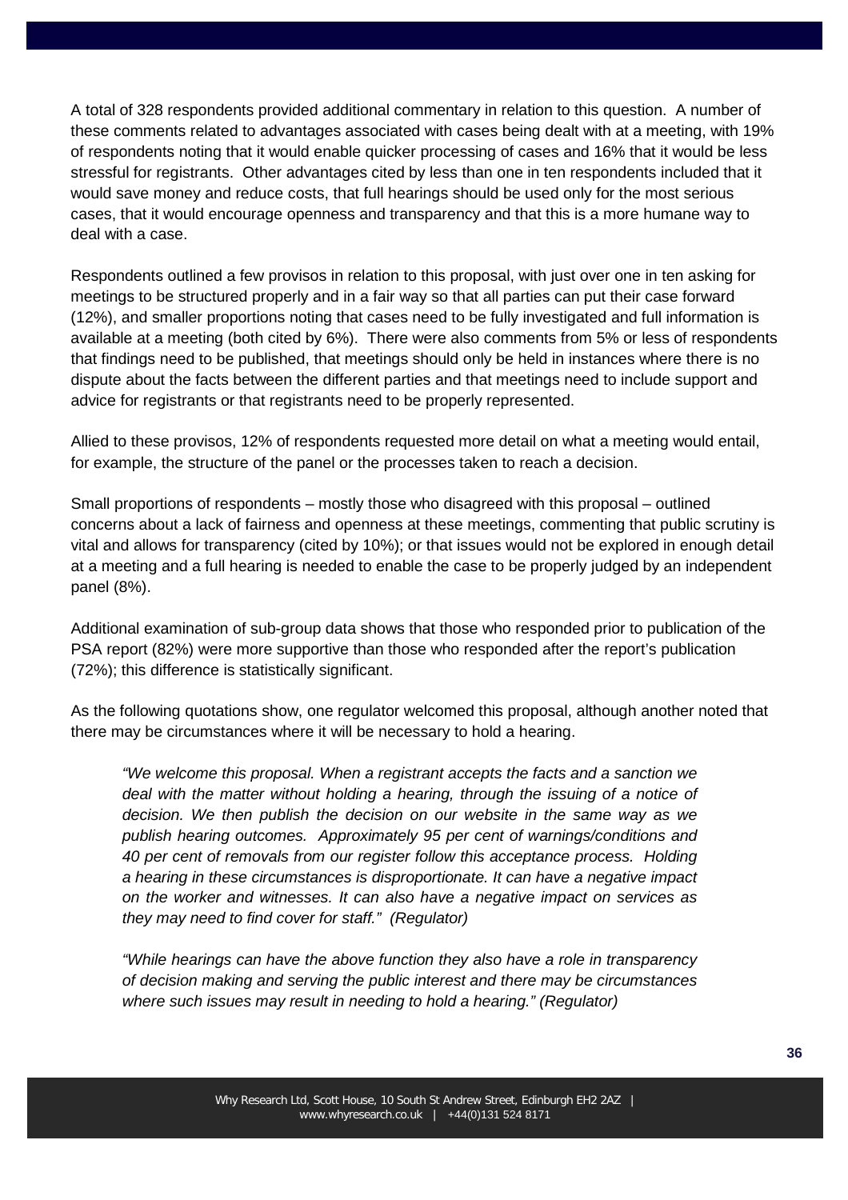A total of 328 respondents provided additional commentary in relation to this question. A number of these comments related to advantages associated with cases being dealt with at a meeting, with 19% of respondents noting that it would enable quicker processing of cases and 16% that it would be less stressful for registrants. Other advantages cited by less than one in ten respondents included that it would save money and reduce costs, that full hearings should be used only for the most serious cases, that it would encourage openness and transparency and that this is a more humane way to deal with a case.

Respondents outlined a few provisos in relation to this proposal, with just over one in ten asking for meetings to be structured properly and in a fair way so that all parties can put their case forward (12%), and smaller proportions noting that cases need to be fully investigated and full information is available at a meeting (both cited by 6%). There were also comments from 5% or less of respondents that findings need to be published, that meetings should only be held in instances where there is no dispute about the facts between the different parties and that meetings need to include support and advice for registrants or that registrants need to be properly represented.

Allied to these provisos, 12% of respondents requested more detail on what a meeting would entail, for example, the structure of the panel or the processes taken to reach a decision.

Small proportions of respondents – mostly those who disagreed with this proposal – outlined concerns about a lack of fairness and openness at these meetings, commenting that public scrutiny is vital and allows for transparency (cited by 10%); or that issues would not be explored in enough detail at a meeting and a full hearing is needed to enable the case to be properly judged by an independent panel (8%).

Additional examination of sub-group data shows that those who responded prior to publication of the PSA report (82%) were more supportive than those who responded after the report's publication (72%); this difference is statistically significant.

As the following quotations show, one regulator welcomed this proposal, although another noted that there may be circumstances where it will be necessary to hold a hearing.

> *"We welcome this proposal. When a registrant accepts the facts and a sanction we deal with the matter without holding a hearing, through the issuing of a notice of decision. We then publish the decision on our website in the same way as we publish hearing outcomes. Approximately 95 per cent of warnings/conditions and 40 per cent of removals from our register follow this acceptance process. Holding a hearing in these circumstances is disproportionate. It can have a negative impact on the worker and witnesses. It can also have a negative impact on services as they may need to find cover for staff." (Regulator)*

> *"While hearings can have the above function they also have a role in transparency of decision making and serving the public interest and there may be circumstances where such issues may result in needing to hold a hearing." (Regulator)*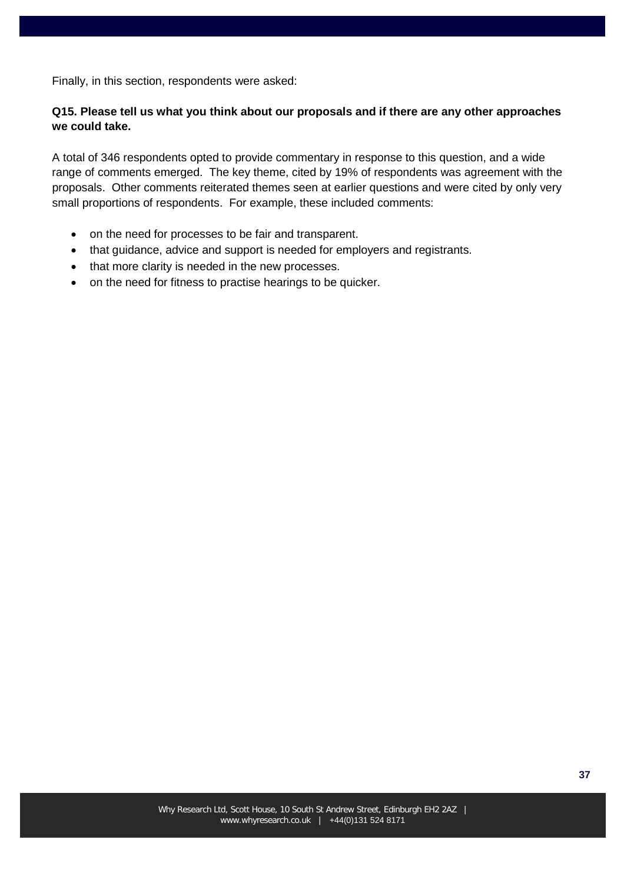Finally, in this section, respondents were asked:

**Q15. Please tell us what you think about our proposals and if there are any other approaches we could take.**

A total of 346 respondents opted to provide commentary in response to this question, and a wide range of comments emerged. The key theme, cited by 19% of respondents was agreement with the proposals. Other comments reiterated themes seen at earlier questions and were cited by only very small proportions of respondents. For example, these included comments:

- on the need for processes to be fair and transparent.
- that guidance, advice and support is needed for employers and registrants.
- that more clarity is needed in the new processes.
- on the need for fitness to practise hearings to be quicker.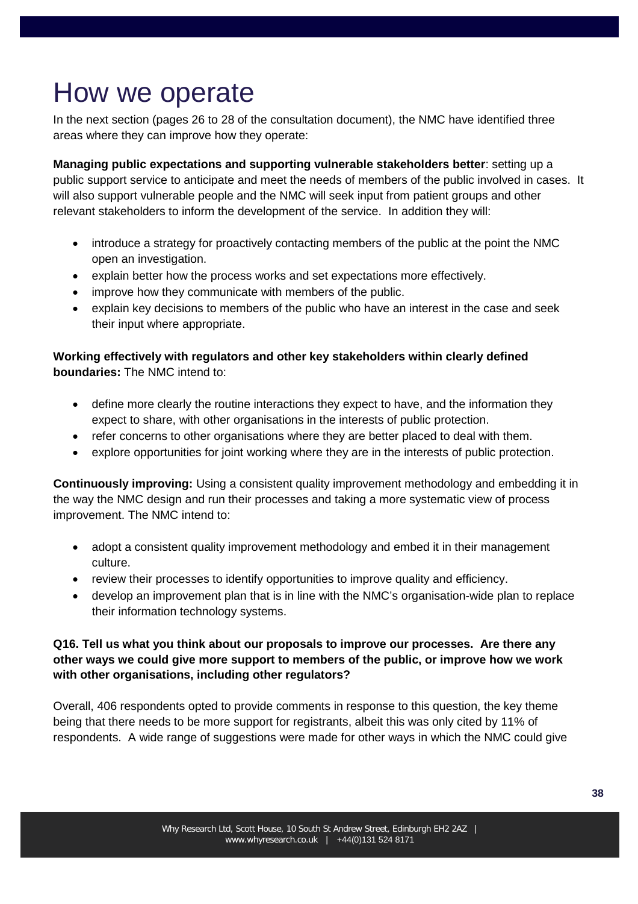# How we operate

In the next section (pages 26 to 28 of the consultation document), the NMC have identified three areas where they can improve how they operate:

**Managing public expectations and supporting vulnerable stakeholders better**: setting up a public support service to anticipate and meet the needs of members of the public involved in cases. It will also support vulnerable people and the NMC will seek input from patient groups and other relevant stakeholders to inform the development of the service. In addition they will:

- introduce a strategy for proactively contacting members of the public at the point the NMC open an investigation.
- explain better how the process works and set expectations more effectively.
- improve how they communicate with members of the public.
- explain key decisions to members of the public who have an interest in the case and seek their input where appropriate.

**Working effectively with regulators and other key stakeholders within clearly defined boundaries:** The NMC intend to:

- define more clearly the routine interactions they expect to have, and the information they expect to share, with other organisations in the interests of public protection.
- refer concerns to other organisations where they are better placed to deal with them.
- explore opportunities for joint working where they are in the interests of public protection.

**Continuously improving:** Using a consistent quality improvement methodology and embedding it in the way the NMC design and run their processes and taking a more systematic view of process improvement. The NMC intend to:

- adopt a consistent quality improvement methodology and embed it in their management culture.
- review their processes to identify opportunities to improve quality and efficiency.
- develop an improvement plan that is in line with the NMC's organisation-wide plan to replace their information technology systems.

**Q16. Tell us what you think about our proposals to improve our processes. Are there any other ways we could give more support to members of the public, or improve how we work with other organisations, including other regulators?**

Overall, 406 respondents opted to provide comments in response to this question, the key theme being that there needs to be more support for registrants, albeit this was only cited by 11% of respondents. A wide range of suggestions were made for other ways in which the NMC could give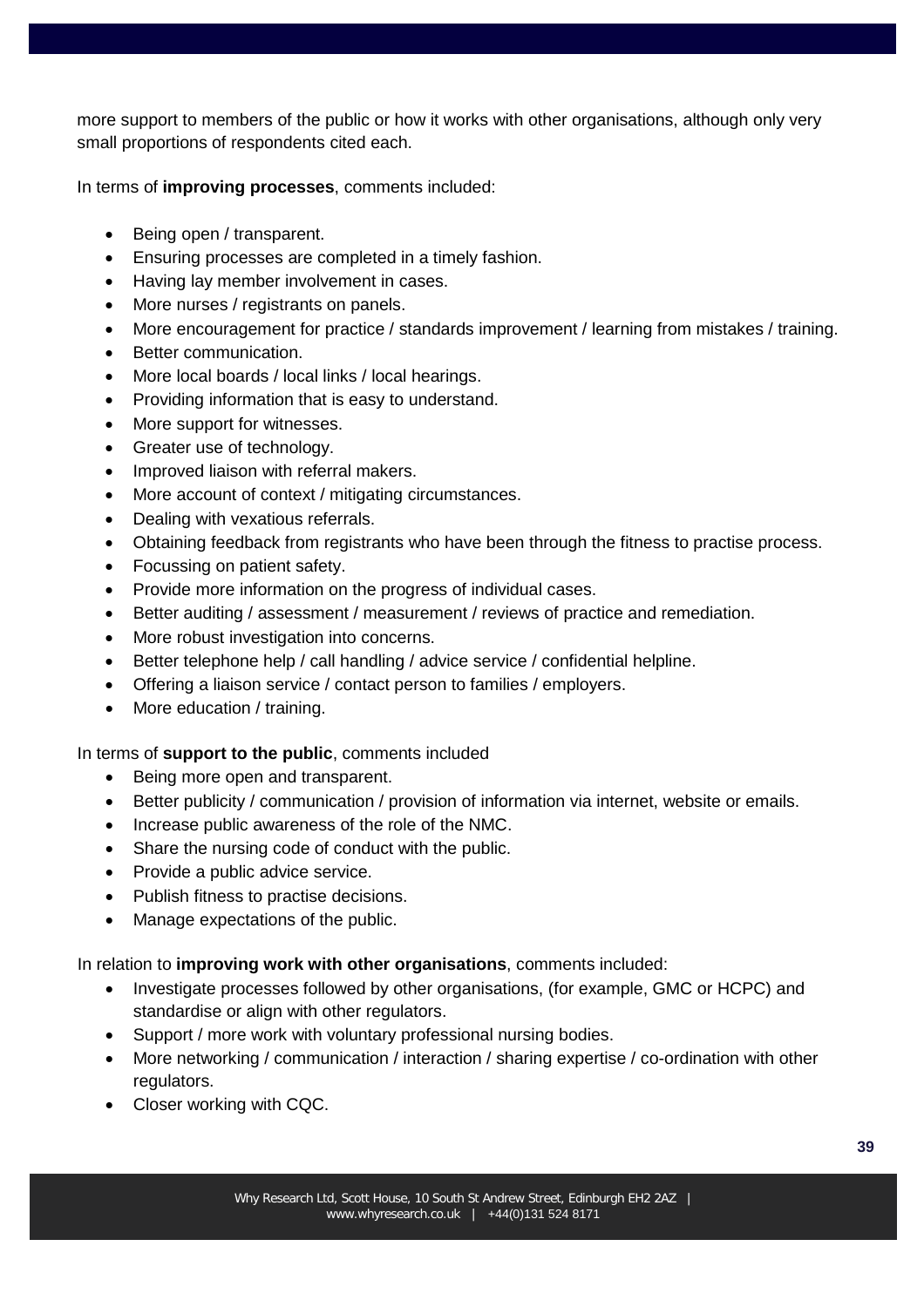more support to members of the public or how it works with other organisations, although only very small proportions of respondents cited each.

In terms of **improving processes**, comments included:

- Being open / transparent.
- Ensuring processes are completed in a timely fashion.
- Having lay member involvement in cases.
- More nurses / registrants on panels.
- More encouragement for practice / standards improvement / learning from mistakes / training.
- Better communication.
- More local boards / local links / local hearings.
- Providing information that is easy to understand.
- More support for witnesses.
- Greater use of technology.
- Improved liaison with referral makers.
- More account of context / mitigating circumstances.
- Dealing with vexatious referrals.
- Obtaining feedback from registrants who have been through the fitness to practise process.
- Focussing on patient safety.
- Provide more information on the progress of individual cases.
- Better auditing / assessment / measurement / reviews of practice and remediation.
- More robust investigation into concerns.
- Better telephone help / call handling / advice service / confidential helpline.
- Offering a liaison service / contact person to families / employers.
- More education / training.

In terms of **support to the public**, comments included

- Being more open and transparent.
- Better publicity / communication / provision of information via internet, website or emails.
- Increase public awareness of the role of the NMC.
- Share the nursing code of conduct with the public.
- Provide a public advice service.
- Publish fitness to practise decisions.
- Manage expectations of the public.

In relation to **improving work with other organisations**, comments included:

- Investigate processes followed by other organisations, (for example, GMC or HCPC) and standardise or align with other regulators.
- Support / more work with voluntary professional nursing bodies.
- More networking / communication / interaction / sharing expertise / co-ordination with other regulators.
- Closer working with CQC.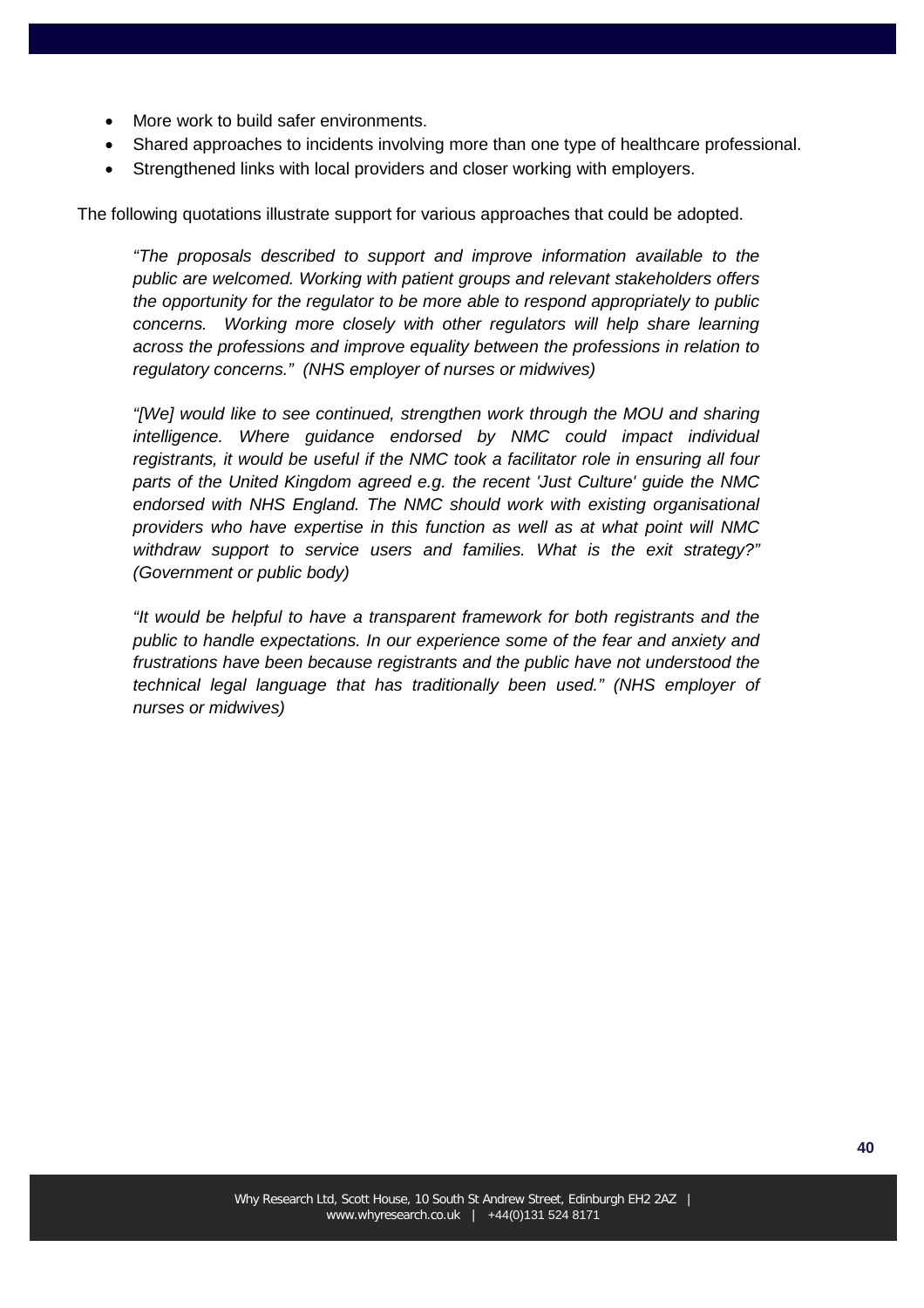- More work to build safer environments.
- Shared approaches to incidents involving more than one type of healthcare professional.
- Strengthened links with local providers and closer working with employers.

The following quotations illustrate support for various approaches that could be adopted.

> *"The proposals described to support and improve information available to the public are welcomed. Working with patient groups and relevant stakeholders offers the opportunity for the regulator to be more able to respond appropriately to public concerns. Working more closely with other regulators will help share learning across the professions and improve equality between the professions in relation to regulatory concerns." (NHS employer of nurses or midwives)*

> *"[We] would like to see continued, strengthen work through the MOU and sharing intelligence. Where guidance endorsed by NMC could impact individual registrants, it would be useful if the NMC took a facilitator role in ensuring all four parts of the United Kingdom agreed e.g. the recent 'Just Culture' guide the NMC endorsed with NHS England. The NMC should work with existing organisational providers who have expertise in this function as well as at what point will NMC withdraw support to service users and families. What is the exit strategy?" (Government or public body)*

> *"It would be helpful to have a transparent framework for both registrants and the public to handle expectations. In our experience some of the fear and anxiety and frustrations have been because registrants and the public have not understood the technical legal language that has traditionally been used." (NHS employer of nurses or midwives)*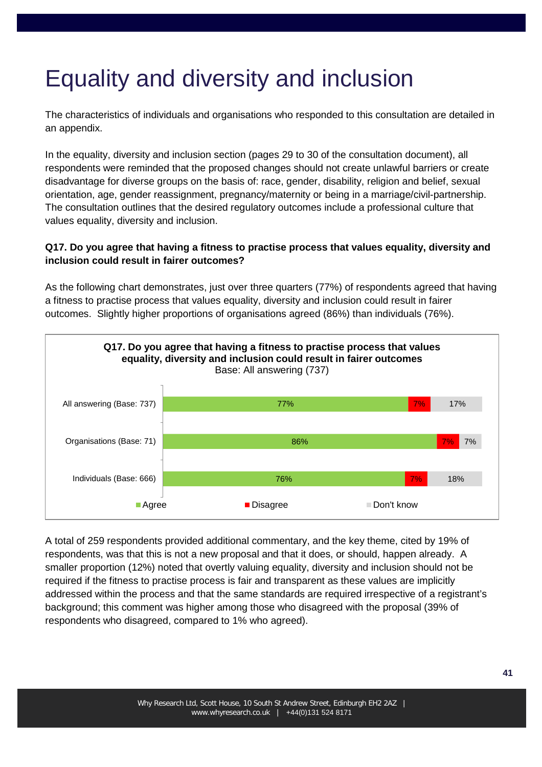# Equality and diversity and inclusion

The characteristics of individuals and organisations who responded to this consultation are detailed in an appendix.

In the equality, diversity and inclusion section (pages 29 to 30 of the consultation document), all respondents were reminded that the proposed changes should not create unlawful barriers or create disadvantage for diverse groups on the basis of: race, gender, disability, religion and belief, sexual orientation, age, gender reassignment, pregnancy/maternity or being in a marriage/civil-partnership. The consultation outlines that the desired regulatory outcomes include a professional culture that values equality, diversity and inclusion.

**Q17. Do you agree that having a fitness to practise process that values equality, diversity and inclusion could result in fairer outcomes?**

As the following chart demonstrates, just over three quarters (77%) of respondents agreed that having a fitness to practise process that values equality, diversity and inclusion could result in fairer outcomes. Slightly higher proportions of organisations agreed (86%) than individuals (76%).

**Q17. Do you agree that having a fitness to practise process that values equality, diversity and inclusion could result in fairer outcomes**
Base: All answering (737)

| | Agree | Disagree | Don't know |
|---|---|---|---|
| All answering (Base: 737) | 77% | 7% | 17% |
| Organisations (Base: 71) | 86% | 7% | 7% |
| Individuals (Base: 666) | 76% | 7% | 18% |

A total of 259 respondents provided additional commentary, and the key theme, cited by 19% of respondents, was that this is not a new proposal and that it does, or should, happen already. A smaller proportion (12%) noted that overtly valuing equality, diversity and inclusion should not be required if the fitness to practise process is fair and transparent as these values are implicitly addressed within the process and that the same standards are required irrespective of a registrant's background; this comment was higher among those who disagreed with the proposal (39% of respondents who disagreed, compared to 1% who agreed).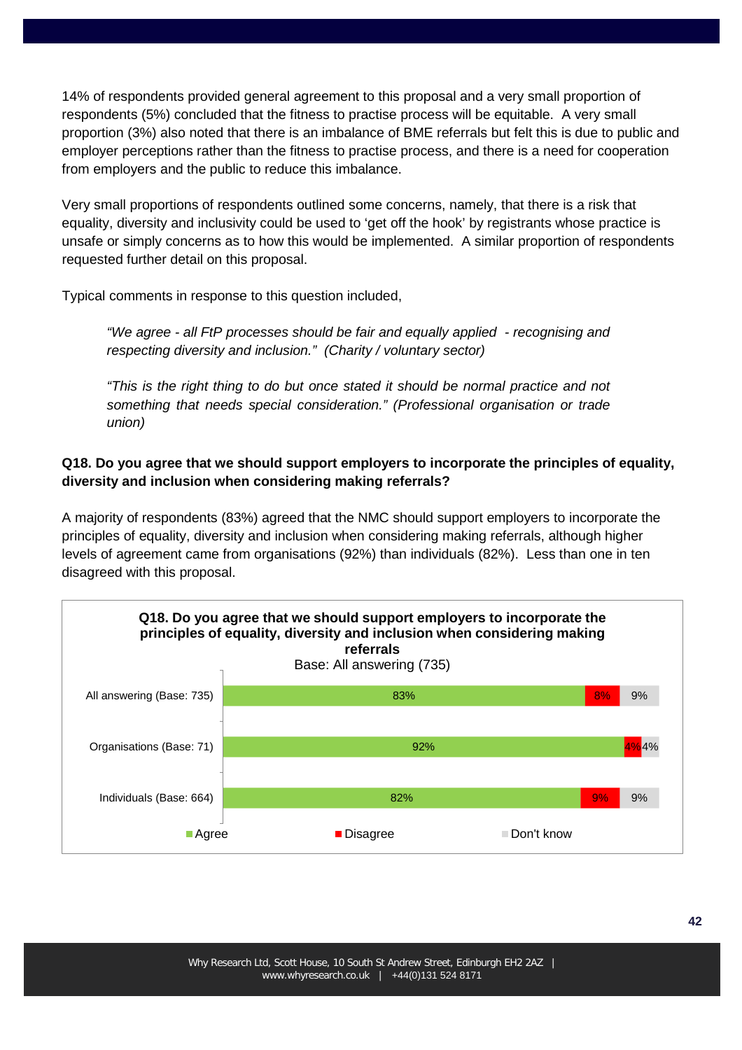14% of respondents provided general agreement to this proposal and a very small proportion of respondents (5%) concluded that the fitness to practise process will be equitable. A very small proportion (3%) also noted that there is an imbalance of BME referrals but felt this is due to public and employer perceptions rather than the fitness to practise process, and there is a need for cooperation from employers and the public to reduce this imbalance.

Very small proportions of respondents outlined some concerns, namely, that there is a risk that equality, diversity and inclusivity could be used to 'get off the hook' by registrants whose practice is unsafe or simply concerns as to how this would be implemented. A similar proportion of respondents requested further detail on this proposal.

Typical comments in response to this question included,

> *"We agree - all FtP processes should be fair and equally applied - recognising and respecting diversity and inclusion."* *(Charity / voluntary sector)*

> *"This is the right thing to do but once stated it should be normal practice and not something that needs special consideration."* *(Professional organisation or trade union)*

**Q18. Do you agree that we should support employers to incorporate the principles of equality, diversity and inclusion when considering making referrals?**

A majority of respondents (83%) agreed that the NMC should support employers to incorporate the principles of equality, diversity and inclusion when considering making referrals, although higher levels of agreement came from organisations (92%) than individuals (82%). Less than one in ten disagreed with this proposal.

**Q18. Do you agree that we should support employers to incorporate the principles of equality, diversity and inclusion when considering making referrals**

Base: All answering (735)

| | Agree | Disagree | Don't know |
|---|---|---|---|
| All answering (Base: 735) | 83% | 8% | 9% |
| Organisations (Base: 71) | 92% | 4% | 4% |
| Individuals (Base: 664) | 82% | 9% | 9% |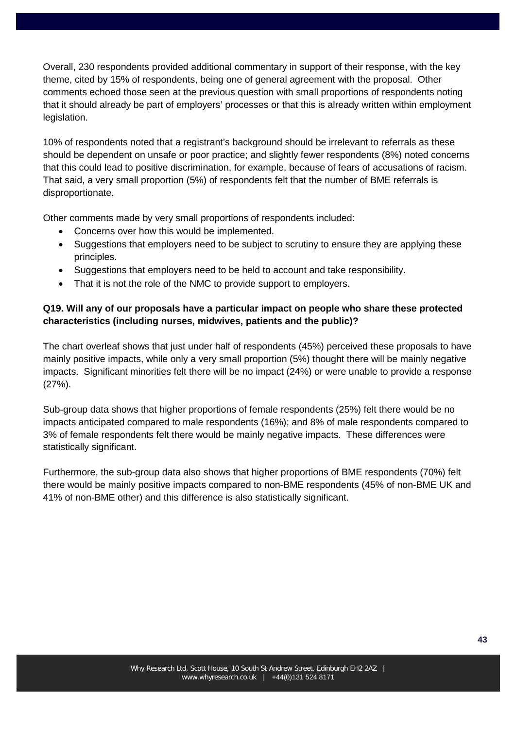Overall, 230 respondents provided additional commentary in support of their response, with the key theme, cited by 15% of respondents, being one of general agreement with the proposal. Other comments echoed those seen at the previous question with small proportions of respondents noting that it should already be part of employers' processes or that this is already written within employment legislation.

10% of respondents noted that a registrant's background should be irrelevant to referrals as these should be dependent on unsafe or poor practice; and slightly fewer respondents (8%) noted concerns that this could lead to positive discrimination, for example, because of fears of accusations of racism. That said, a very small proportion (5%) of respondents felt that the number of BME referrals is disproportionate.

Other comments made by very small proportions of respondents included:

- Concerns over how this would be implemented.
- Suggestions that employers need to be subject to scrutiny to ensure they are applying these principles.
- Suggestions that employers need to be held to account and take responsibility.
- That it is not the role of the NMC to provide support to employers.

**Q19. Will any of our proposals have a particular impact on people who share these protected characteristics (including nurses, midwives, patients and the public)?**

The chart overleaf shows that just under half of respondents (45%) perceived these proposals to have mainly positive impacts, while only a very small proportion (5%) thought there will be mainly negative impacts. Significant minorities felt there will be no impact (24%) or were unable to provide a response (27%).

Sub-group data shows that higher proportions of female respondents (25%) felt there would be no impacts anticipated compared to male respondents (16%); and 8% of male respondents compared to 3% of female respondents felt there would be mainly negative impacts. These differences were statistically significant.

Furthermore, the sub-group data also shows that higher proportions of BME respondents (70%) felt there would be mainly positive impacts compared to non-BME respondents (45% of non-BME UK and 41% of non-BME other) and this difference is also statistically significant.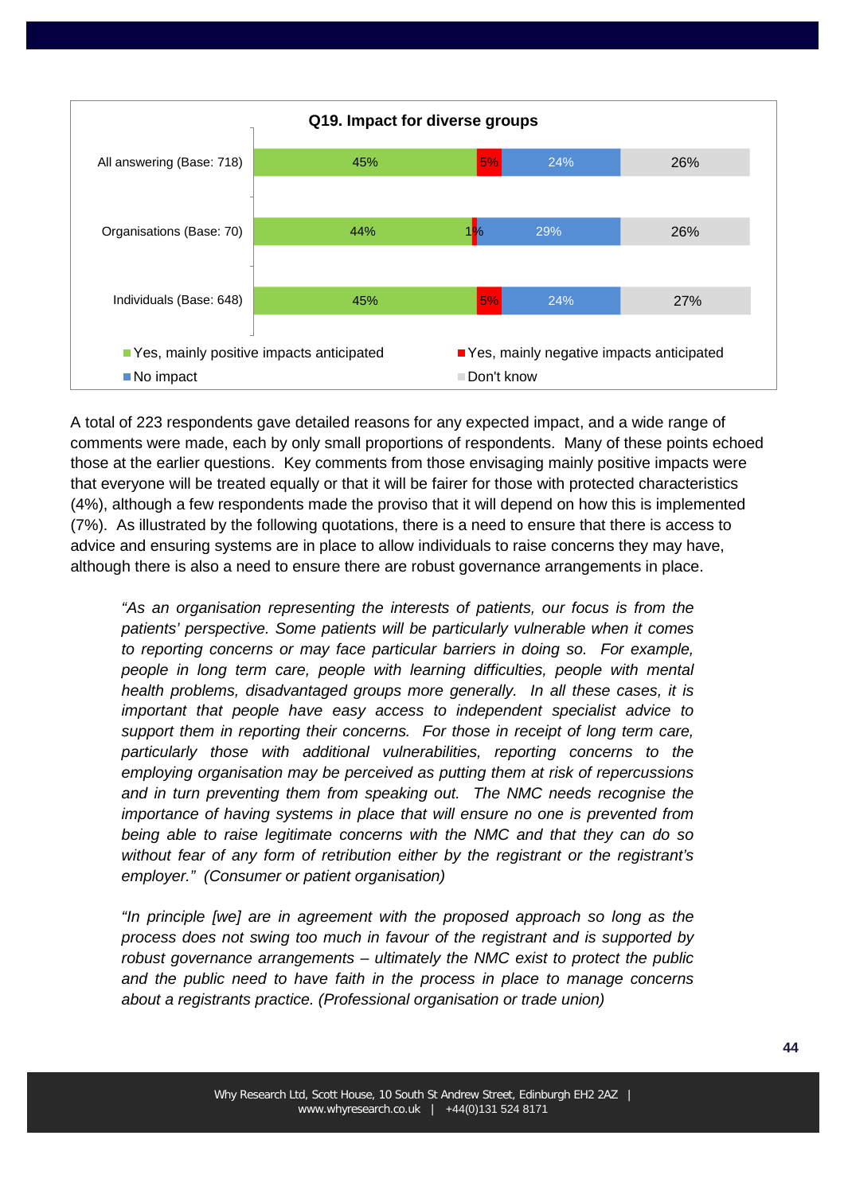**Q19. Impact for diverse groups**

| | Yes, mainly positive impacts anticipated | Yes, mainly negative impacts anticipated | No impact | Don't know |
|---|---|---|---|---|
| All answering (Base: 718) | 45% | 5% | 24% | 26% |
| Organisations (Base: 70) | 44% | 1% | 29% | 26% |
| Individuals (Base: 648) | 45% | 5% | 24% | 27% |

A total of 223 respondents gave detailed reasons for any expected impact, and a wide range of comments were made, each by only small proportions of respondents. Many of these points echoed those at the earlier questions. Key comments from those envisaging mainly positive impacts were that everyone will be treated equally or that it will be fairer for those with protected characteristics (4%), although a few respondents made the proviso that it will depend on how this is implemented (7%). As illustrated by the following quotations, there is a need to ensure that there is access to advice and ensuring systems are in place to allow individuals to raise concerns they may have, although there is also a need to ensure there are robust governance arrangements in place.

> *"As an organisation representing the interests of patients, our focus is from the patients' perspective. Some patients will be particularly vulnerable when it comes to reporting concerns or may face particular barriers in doing so. For example, people in long term care, people with learning difficulties, people with mental health problems, disadvantaged groups more generally. In all these cases, it is important that people have easy access to independent specialist advice to support them in reporting their concerns. For those in receipt of long term care, particularly those with additional vulnerabilities, reporting concerns to the employing organisation may be perceived as putting them at risk of repercussions and in turn preventing them from speaking out. The NMC needs recognise the importance of having systems in place that will ensure no one is prevented from being able to raise legitimate concerns with the NMC and that they can do so without fear of any form of retribution either by the registrant or the registrant's employer." (Consumer or patient organisation)*

> *"In principle [we] are in agreement with the proposed approach so long as the process does not swing too much in favour of the registrant and is supported by robust governance arrangements – ultimately the NMC exist to protect the public and the public need to have faith in the process in place to manage concerns about a registrants practice. (Professional organisation or trade union)*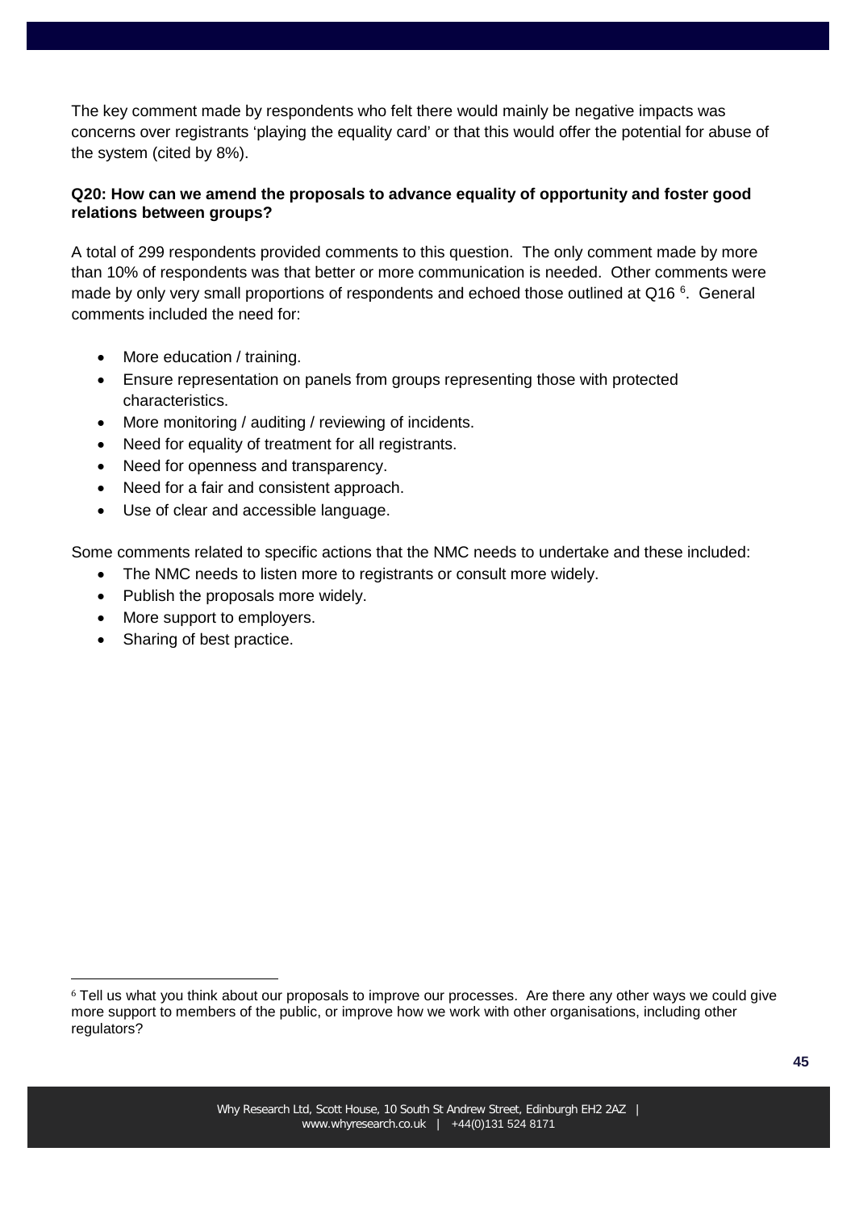The key comment made by respondents who felt there would mainly be negative impacts was concerns over registrants 'playing the equality card' or that this would offer the potential for abuse of the system (cited by 8%).

**Q20: How can we amend the proposals to advance equality of opportunity and foster good relations between groups?**

A total of 299 respondents provided comments to this question. The only comment made by more than 10% of respondents was that better or more communication is needed. Other comments were made by only very small proportions of respondents and echoed those outlined at Q16 [6]. General comments included the need for:

- More education / training.
- Ensure representation on panels from groups representing those with protected characteristics.
- More monitoring / auditing / reviewing of incidents.
- Need for equality of treatment for all registrants.
- Need for openness and transparency.
- Need for a fair and consistent approach.
- Use of clear and accessible language.

Some comments related to specific actions that the NMC needs to undertake and these included:

- The NMC needs to listen more to registrants or consult more widely.
- Publish the proposals more widely.
- More support to employers.
- Sharing of best practice.

---

[6] Tell us what you think about our proposals to improve our processes. Are there any other ways we could give more support to members of the public, or improve how we work with other organisations, including other regulators?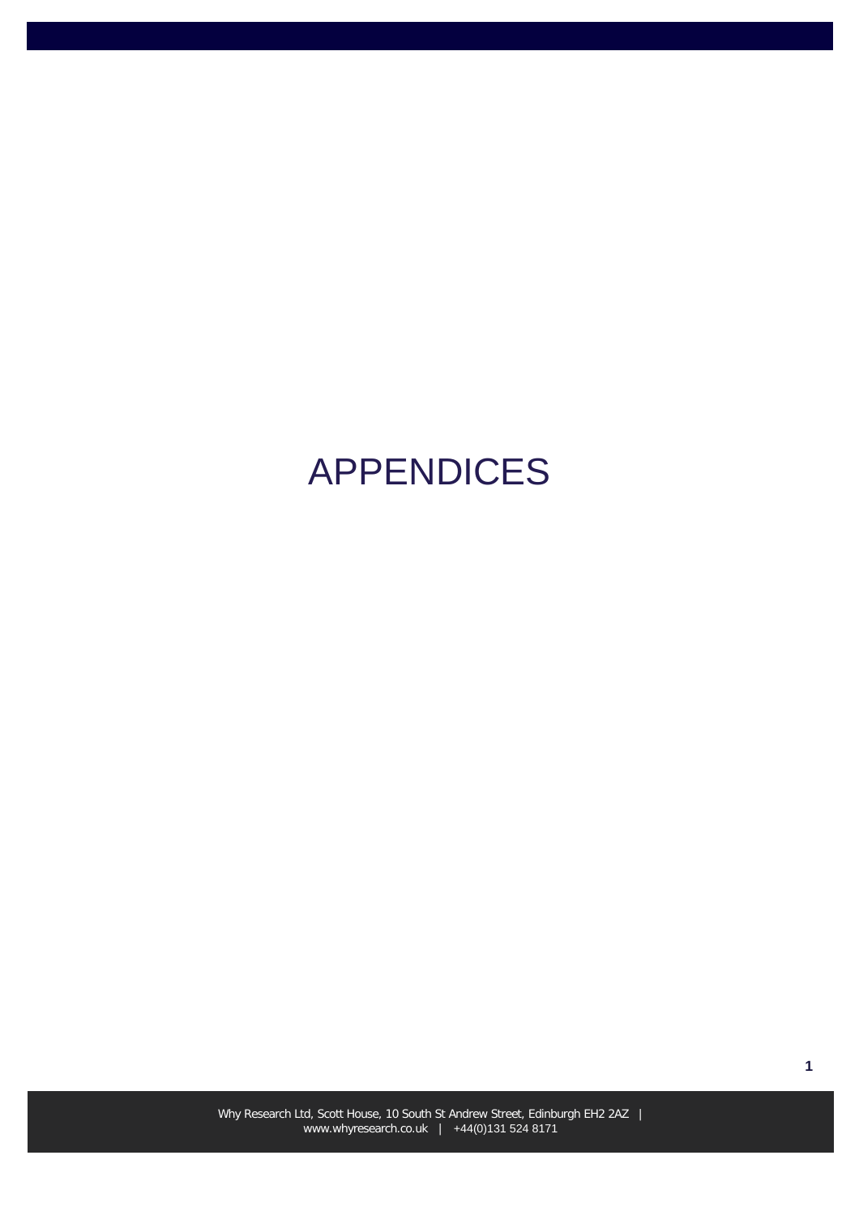# APPENDICES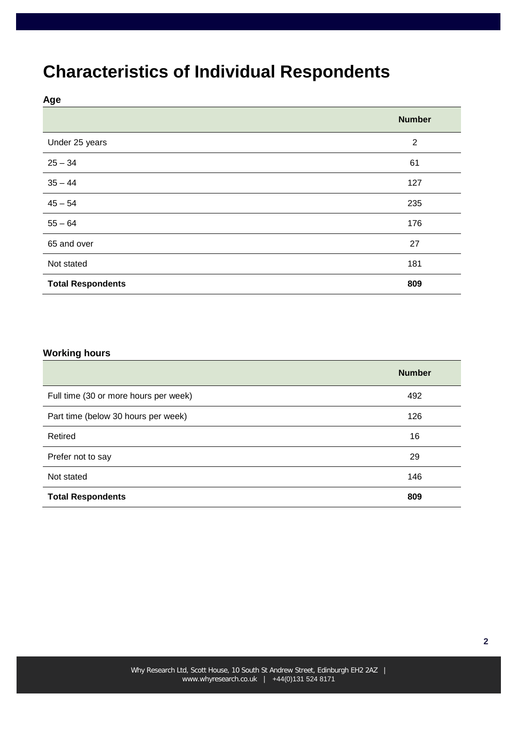# Characteristics of Individual Respondents

**Age**

| | Number |
|---|---|
| Under 25 years | 2 |
| 25 – 34 | 61 |
| 35 – 44 | 127 |
| 45 – 54 | 235 |
| 55 – 64 | 176 |
| 65 and over | 27 |
| Not stated | 181 |
| **Total Respondents** | **809** |

**Working hours**

| | Number |
|---|---|
| Full time (30 or more hours per week) | 492 |
| Part time (below 30 hours per week) | 126 |
| Retired | 16 |
| Prefer not to say | 29 |
| Not stated | 146 |
| **Total Respondents** | **809** |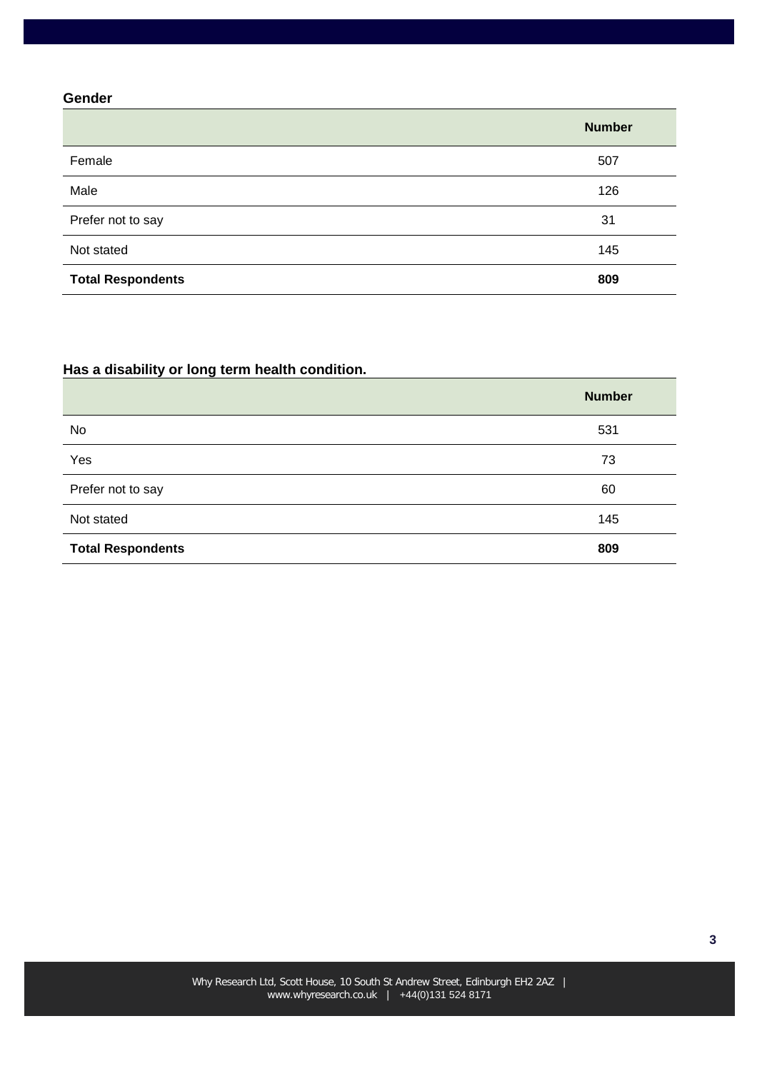### Gender

| | Number |
|---|---|
| Female | 507 |
| Male | 126 |
| Prefer not to say | 31 |
| Not stated | 145 |
| **Total Respondents** | **809** |

### Has a disability or long term health condition.

| | Number |
|---|---|
| No | 531 |
| Yes | 73 |
| Prefer not to say | 60 |
| Not stated | 145 |
| **Total Respondents** | **809** |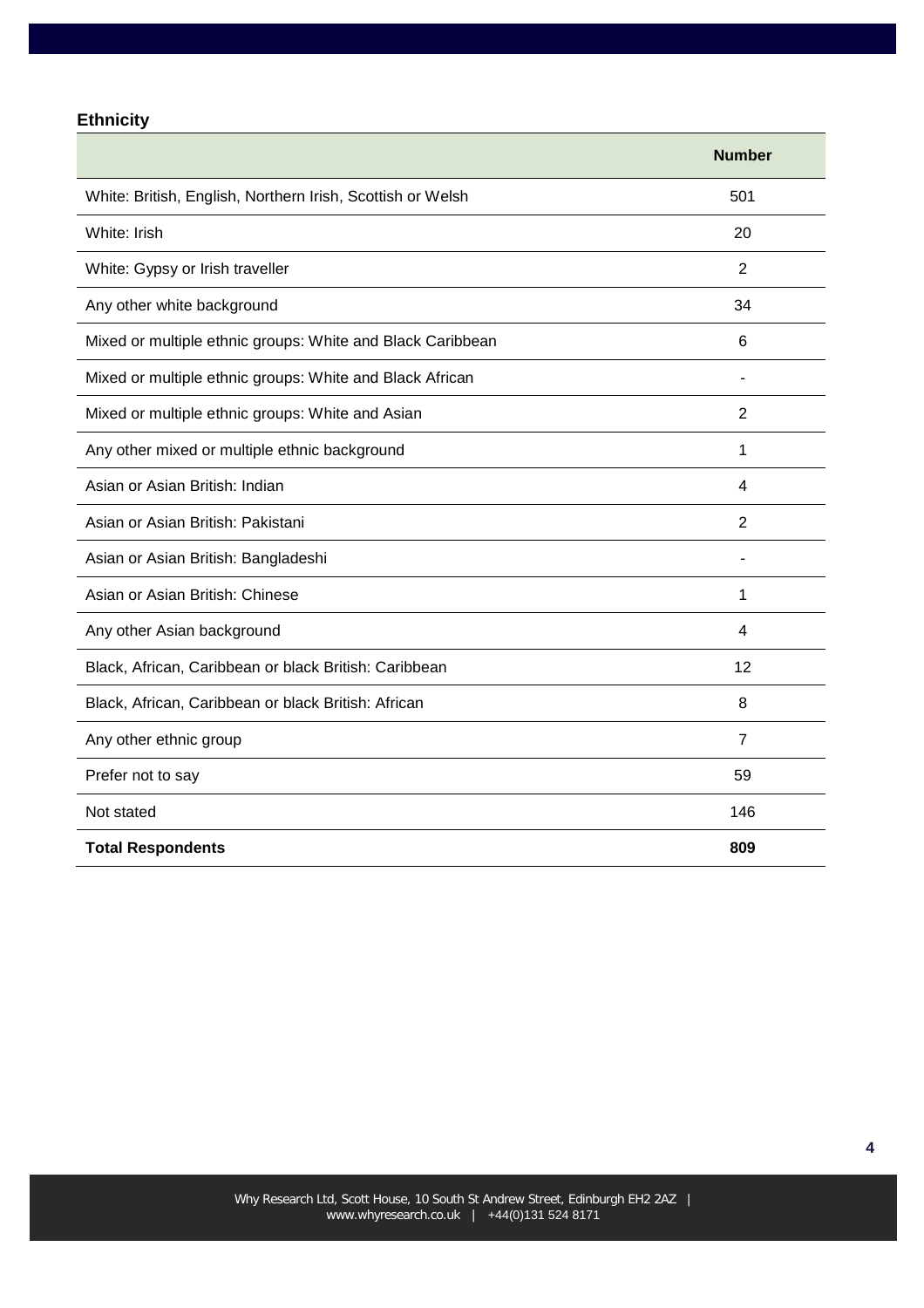### Ethnicity

| | Number |
|---|---|
| White: British, English, Northern Irish, Scottish or Welsh | 501 |
| White: Irish | 20 |
| White: Gypsy or Irish traveller | 2 |
| Any other white background | 34 |
| Mixed or multiple ethnic groups: White and Black Caribbean | 6 |
| Mixed or multiple ethnic groups: White and Black African | - |
| Mixed or multiple ethnic groups: White and Asian | 2 |
| Any other mixed or multiple ethnic background | 1 |
| Asian or Asian British: Indian | 4 |
| Asian or Asian British: Pakistani | 2 |
| Asian or Asian British: Bangladeshi | - |
| Asian or Asian British: Chinese | 1 |
| Any other Asian background | 4 |
| Black, African, Caribbean or black British: Caribbean | 12 |
| Black, African, Caribbean or black British: African | 8 |
| Any other ethnic group | 7 |
| Prefer not to say | 59 |
| Not stated | 146 |
| **Total Respondents** | **809** |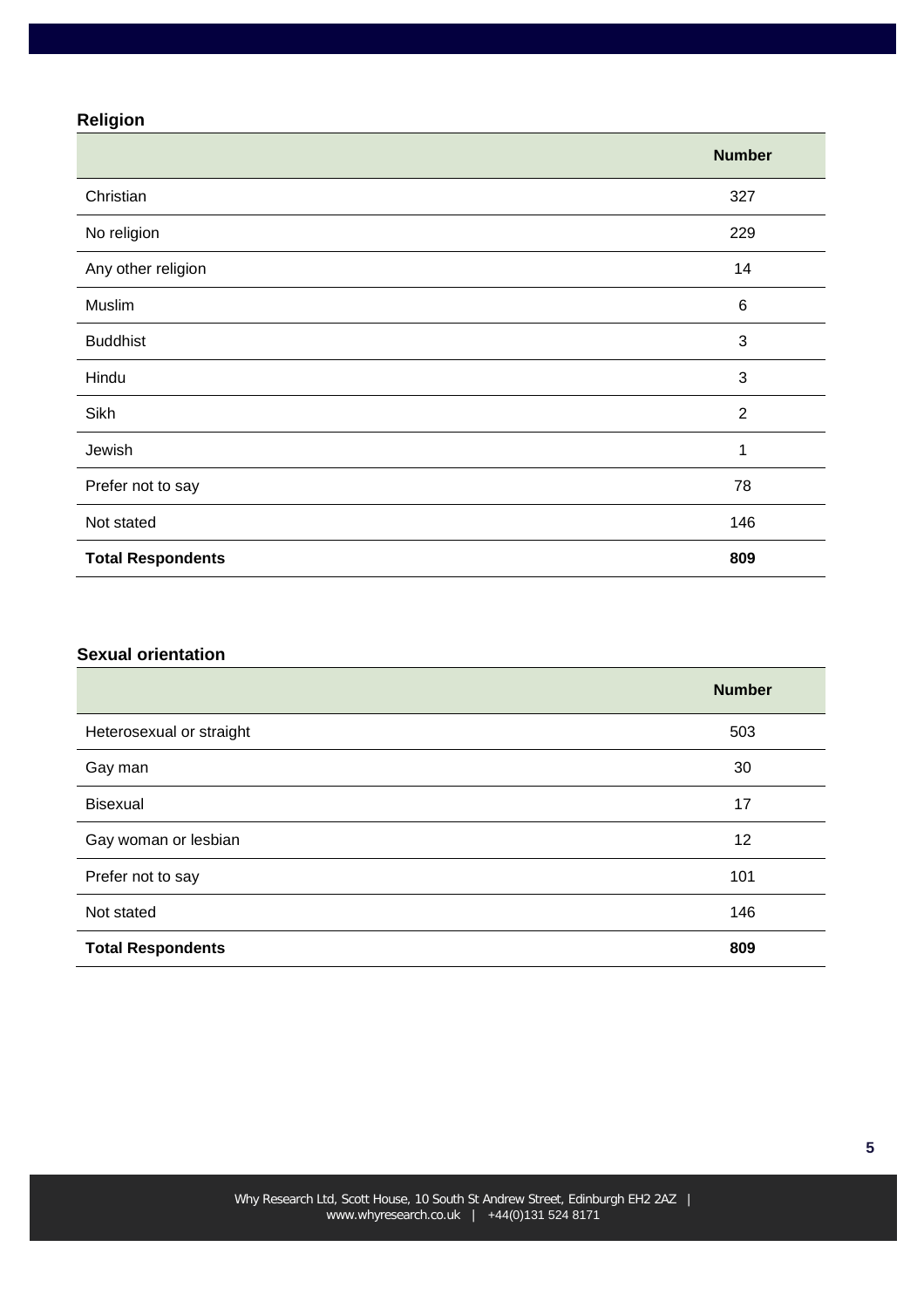### Religion

| | Number |
|---|---|
| Christian | 327 |
| No religion | 229 |
| Any other religion | 14 |
| Muslim | 6 |
| Buddhist | 3 |
| Hindu | 3 |
| Sikh | 2 |
| Jewish | 1 |
| Prefer not to say | 78 |
| Not stated | 146 |
| **Total Respondents** | **809** |

### Sexual orientation

| | Number |
|---|---|
| Heterosexual or straight | 503 |
| Gay man | 30 |
| Bisexual | 17 |
| Gay woman or lesbian | 12 |
| Prefer not to say | 101 |
| Not stated | 146 |
| **Total Respondents** | **809** |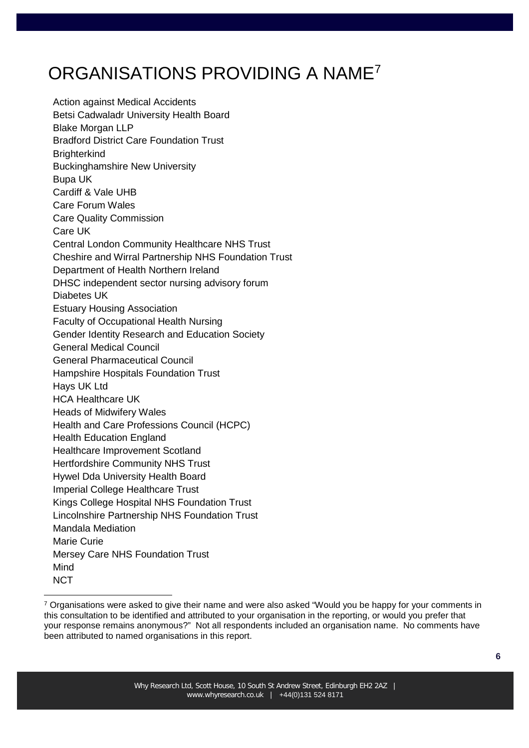# ORGANISATIONS PROVIDING A NAME[7]

Action against Medical Accidents
Betsi Cadwaladr University Health Board
Blake Morgan LLP
Bradford District Care Foundation Trust
Brighterkind
Buckinghamshire New University
Bupa UK
Cardiff & Vale UHB
Care Forum Wales
Care Quality Commission
Care UK
Central London Community Healthcare NHS Trust
Cheshire and Wirral Partnership NHS Foundation Trust
Department of Health Northern Ireland
DHSC independent sector nursing advisory forum
Diabetes UK
Estuary Housing Association
Faculty of Occupational Health Nursing
Gender Identity Research and Education Society
General Medical Council
General Pharmaceutical Council
Hampshire Hospitals Foundation Trust
Hays UK Ltd
HCA Healthcare UK
Heads of Midwifery Wales
Health and Care Professions Council (HCPC)
Health Education England
Healthcare Improvement Scotland
Hertfordshire Community NHS Trust
Hywel Dda University Health Board
Imperial College Healthcare Trust
Kings College Hospital NHS Foundation Trust
Lincolnshire Partnership NHS Foundation Trust
Mandala Mediation
Marie Curie
Mersey Care NHS Foundation Trust
Mind
NCT

[7] Organisations were asked to give their name and were also asked "Would you be happy for your comments in this consultation to be identified and attributed to your organisation in the reporting, or would you prefer that your response remains anonymous?" Not all respondents included an organisation name. No comments have been attributed to named organisations in this report.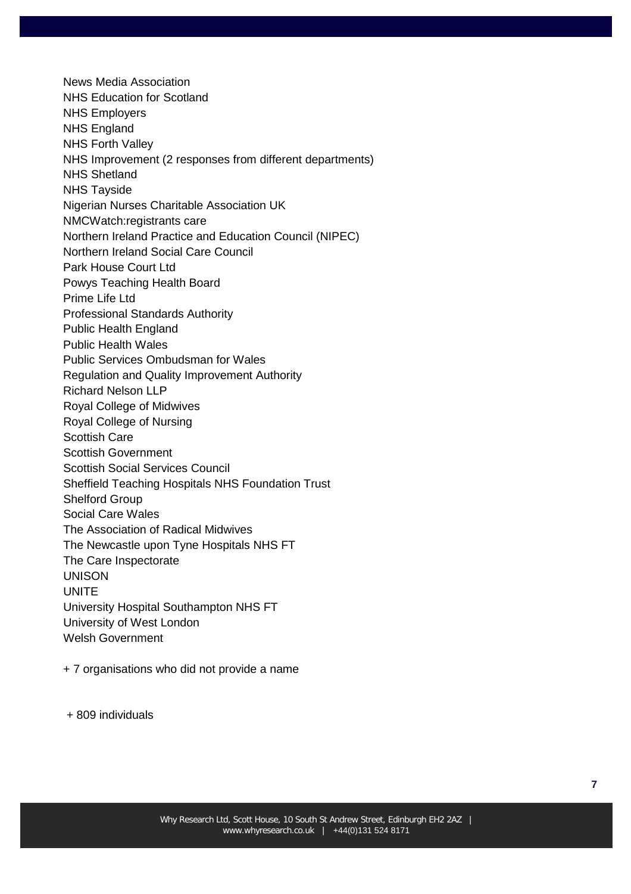News Media Association
NHS Education for Scotland
NHS Employers
NHS England
NHS Forth Valley
NHS Improvement (2 responses from different departments)
NHS Shetland
NHS Tayside
Nigerian Nurses Charitable Association UK
NMCWatch:registrants care
Northern Ireland Practice and Education Council (NIPEC)
Northern Ireland Social Care Council
Park House Court Ltd
Powys Teaching Health Board
Prime Life Ltd
Professional Standards Authority
Public Health England
Public Health Wales
Public Services Ombudsman for Wales
Regulation and Quality Improvement Authority
Richard Nelson LLP
Royal College of Midwives
Royal College of Nursing
Scottish Care
Scottish Government
Scottish Social Services Council
Sheffield Teaching Hospitals NHS Foundation Trust
Shelford Group
Social Care Wales
The Association of Radical Midwives
The Newcastle upon Tyne Hospitals NHS FT
The Care Inspectorate
UNISON
UNITE
University Hospital Southampton NHS FT
University of West London
Welsh Government

+ 7 organisations who did not provide a name

+ 809 individuals